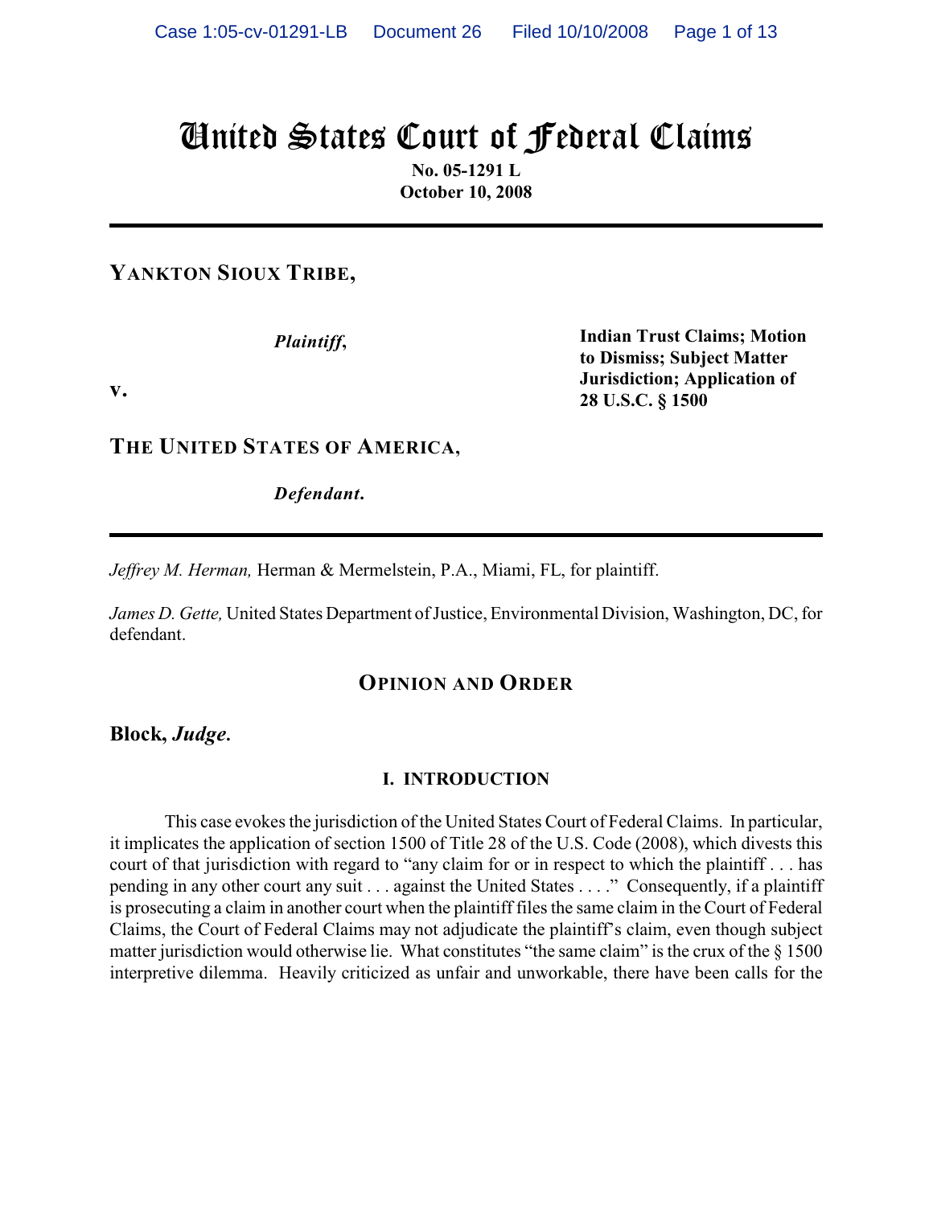# United States Court of Federal Claims

**No. 05-1291 L**
**October 10, 2008**

---

**YANKTON SIOUX TRIBE,**

*Plaintiff*,

**v.**

**THE UNITED STATES OF AMERICA,**

*Defendant*.

**Indian Trust Claims; Motion to Dismiss; Subject Matter Jurisdiction; Application of 28 U.S.C. § 1500**

---

*Jeffrey M. Herman,* Herman & Mermelstein, P.A., Miami, FL, for plaintiff.

*James D. Gette,* United States Department of Justice, Environmental Division, Washington, DC, for defendant.

## OPINION AND ORDER

**Block, *Judge.***

### I. INTRODUCTION

This case evokes the jurisdiction of the United States Court of Federal Claims. In particular, it implicates the application of section 1500 of Title 28 of the U.S. Code (2008), which divests this court of that jurisdiction with regard to "any claim for or in respect to which the plaintiff . . . has pending in any other court any suit . . . against the United States . . . ." Consequently, if a plaintiff is prosecuting a claim in another court when the plaintiff files the same claim in the Court of Federal Claims, the Court of Federal Claims may not adjudicate the plaintiff's claim, even though subject matter jurisdiction would otherwise lie. What constitutes "the same claim" is the crux of the § 1500 interpretive dilemma. Heavily criticized as unfair and unworkable, there have been calls for the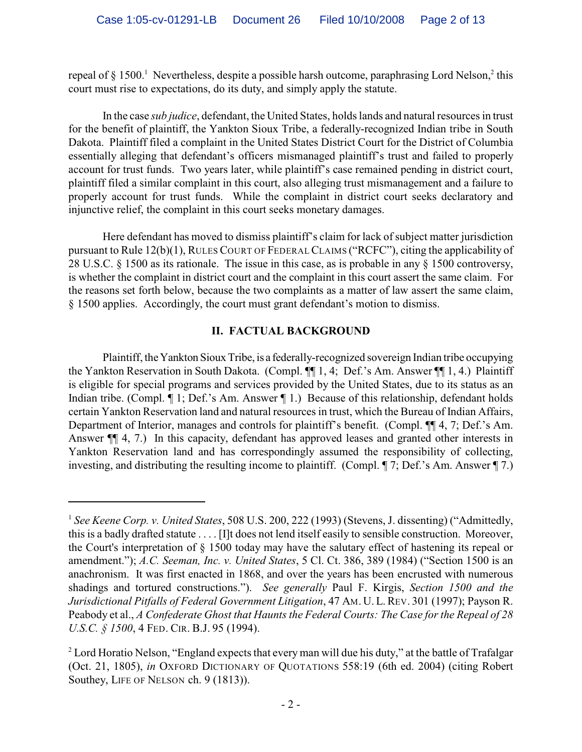repeal of § 1500.[1] Nevertheless, despite a possible harsh outcome, paraphrasing Lord Nelson,[2] this court must rise to expectations, do its duty, and simply apply the statute.

In the case *sub judice*, defendant, the United States, holds lands and natural resources in trust for the benefit of plaintiff, the Yankton Sioux Tribe, a federally-recognized Indian tribe in South Dakota. Plaintiff filed a complaint in the United States District Court for the District of Columbia essentially alleging that defendant's officers mismanaged plaintiff's trust and failed to properly account for trust funds. Two years later, while plaintiff's case remained pending in district court, plaintiff filed a similar complaint in this court, also alleging trust mismanagement and a failure to properly account for trust funds. While the complaint in district court seeks declaratory and injunctive relief, the complaint in this court seeks monetary damages.

Here defendant has moved to dismiss plaintiff's claim for lack of subject matter jurisdiction pursuant to Rule 12(b)(1), RULES COURT OF FEDERAL CLAIMS ("RCFC"), citing the applicability of 28 U.S.C. § 1500 as its rationale. The issue in this case, as is probable in any § 1500 controversy, is whether the complaint in district court and the complaint in this court assert the same claim. For the reasons set forth below, because the two complaints as a matter of law assert the same claim, § 1500 applies. Accordingly, the court must grant defendant's motion to dismiss.

## II. FACTUAL BACKGROUND

Plaintiff, the Yankton Sioux Tribe, is a federally-recognized sovereign Indian tribe occupying the Yankton Reservation in South Dakota. (Compl. ¶¶ 1, 4; Def.'s Am. Answer ¶¶ 1, 4.) Plaintiff is eligible for special programs and services provided by the United States, due to its status as an Indian tribe. (Compl. ¶ 1; Def.'s Am. Answer ¶ 1.) Because of this relationship, defendant holds certain Yankton Reservation land and natural resources in trust, which the Bureau of Indian Affairs, Department of Interior, manages and controls for plaintiff's benefit. (Compl. ¶¶ 4, 7; Def.'s Am. Answer ¶¶ 4, 7.) In this capacity, defendant has approved leases and granted other interests in Yankton Reservation land and has correspondingly assumed the responsibility of collecting, investing, and distributing the resulting income to plaintiff. (Compl. ¶ 7; Def.'s Am. Answer ¶ 7.)

---

[1] *See Keene Corp. v. United States*, 508 U.S. 200, 222 (1993) (Stevens, J. dissenting) ("Admittedly, this is a badly drafted statute . . . . [I]t does not lend itself easily to sensible construction. Moreover, the Court's interpretation of § 1500 today may have the salutary effect of hastening its repeal or amendment."); *A.C. Seeman, Inc. v. United States*, 5 Cl. Ct. 386, 389 (1984) ("Section 1500 is an anachronism. It was first enacted in 1868, and over the years has been encrusted with numerous shadings and tortured constructions."). *See generally* Paul F. Kirgis, *Section 1500 and the Jurisdictional Pitfalls of Federal Government Litigation*, 47 AM. U. L. REV. 301 (1997); Payson R. Peabody et al., *A Confederate Ghost that Haunts the Federal Courts: The Case for the Repeal of 28 U.S.C. § 1500*, 4 FED. CIR. B.J. 95 (1994).

[2] Lord Horatio Nelson, "England expects that every man will due his duty," at the battle of Trafalgar (Oct. 21, 1805), *in* OXFORD DICTIONARY OF QUOTATIONS 558:19 (6th ed. 2004) (citing Robert Southey, LIFE OF NELSON ch. 9 (1813)).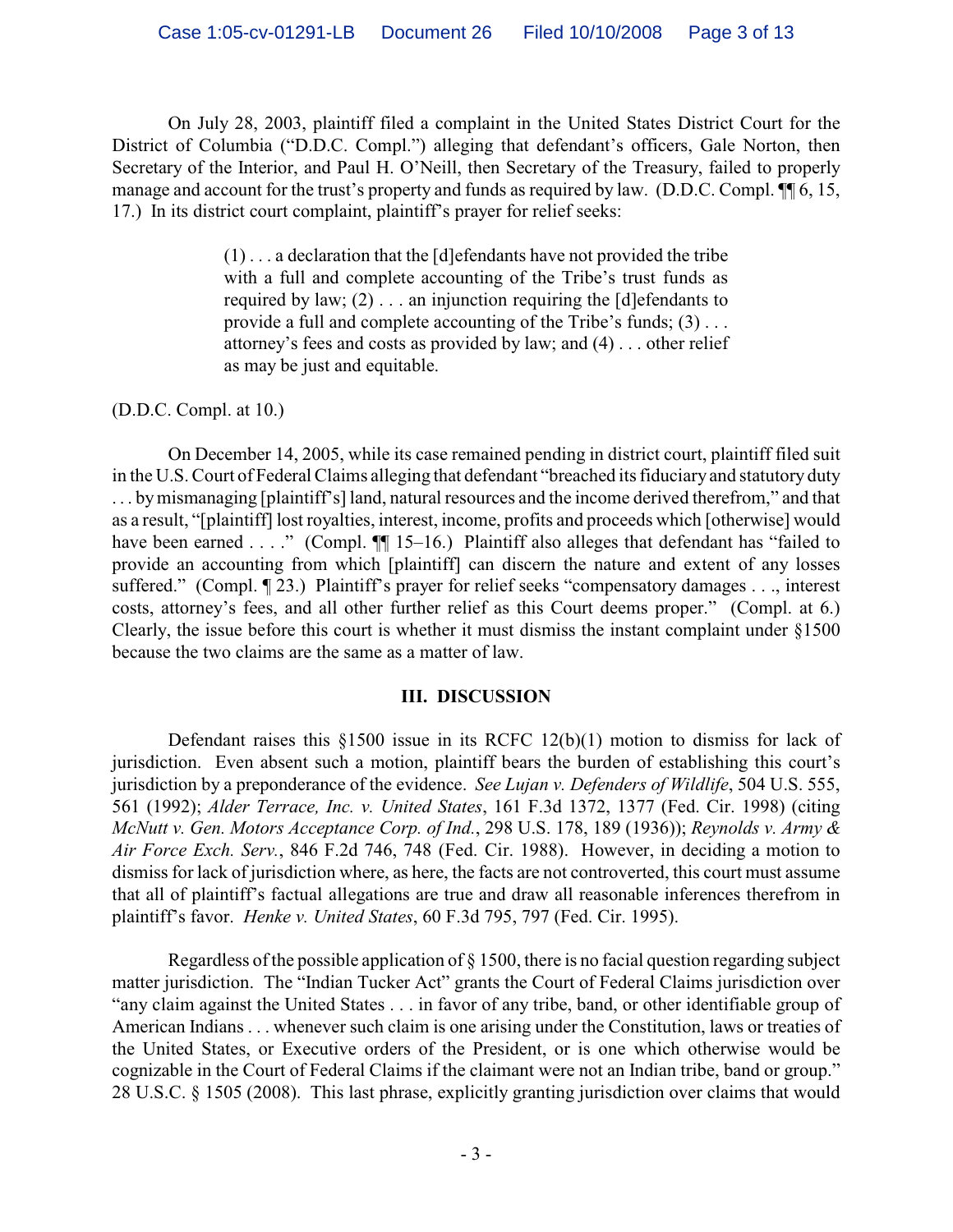On July 28, 2003, plaintiff filed a complaint in the United States District Court for the District of Columbia ("D.D.C. Compl.") alleging that defendant's officers, Gale Norton, then Secretary of the Interior, and Paul H. O'Neill, then Secretary of the Treasury, failed to properly manage and account for the trust's property and funds as required by law. (D.D.C. Compl. ¶¶ 6, 15, 17.) In its district court complaint, plaintiff's prayer for relief seeks:

> (1) . . . a declaration that the [d]efendants have not provided the tribe with a full and complete accounting of the Tribe's trust funds as required by law; (2) . . . an injunction requiring the [d]efendants to provide a full and complete accounting of the Tribe's funds; (3) . . . attorney's fees and costs as provided by law; and (4) . . . other relief as may be just and equitable.

(D.D.C. Compl. at 10.)

On December 14, 2005, while its case remained pending in district court, plaintiff filed suit in the U.S. Court of Federal Claims alleging that defendant "breached its fiduciary and statutory duty . . . by mismanaging [plaintiff's] land, natural resources and the income derived therefrom," and that as a result, "[plaintiff] lost royalties, interest, income, profits and proceeds which [otherwise] would have been earned . . . ." (Compl. ¶¶ 15–16.) Plaintiff also alleges that defendant has "failed to provide an accounting from which [plaintiff] can discern the nature and extent of any losses suffered." (Compl. ¶ 23.) Plaintiff's prayer for relief seeks "compensatory damages . . ., interest costs, attorney's fees, and all other further relief as this Court deems proper." (Compl. at 6.) Clearly, the issue before this court is whether it must dismiss the instant complaint under §1500 because the two claims are the same as a matter of law.

## III. DISCUSSION

Defendant raises this §1500 issue in its RCFC 12(b)(1) motion to dismiss for lack of jurisdiction. Even absent such a motion, plaintiff bears the burden of establishing this court's jurisdiction by a preponderance of the evidence. *See Lujan v. Defenders of Wildlife*, 504 U.S. 555, 561 (1992); *Alder Terrace, Inc. v. United States*, 161 F.3d 1372, 1377 (Fed. Cir. 1998) (citing *McNutt v. Gen. Motors Acceptance Corp. of Ind.*, 298 U.S. 178, 189 (1936)); *Reynolds v. Army & Air Force Exch. Serv.*, 846 F.2d 746, 748 (Fed. Cir. 1988). However, in deciding a motion to dismiss for lack of jurisdiction where, as here, the facts are not controverted, this court must assume that all of plaintiff's factual allegations are true and draw all reasonable inferences therefrom in plaintiff's favor. *Henke v. United States*, 60 F.3d 795, 797 (Fed. Cir. 1995).

Regardless of the possible application of § 1500, there is no facial question regarding subject matter jurisdiction. The "Indian Tucker Act" grants the Court of Federal Claims jurisdiction over "any claim against the United States . . . in favor of any tribe, band, or other identifiable group of American Indians . . . whenever such claim is one arising under the Constitution, laws or treaties of the United States, or Executive orders of the President, or is one which otherwise would be cognizable in the Court of Federal Claims if the claimant were not an Indian tribe, band or group." 28 U.S.C. § 1505 (2008). This last phrase, explicitly granting jurisdiction over claims that would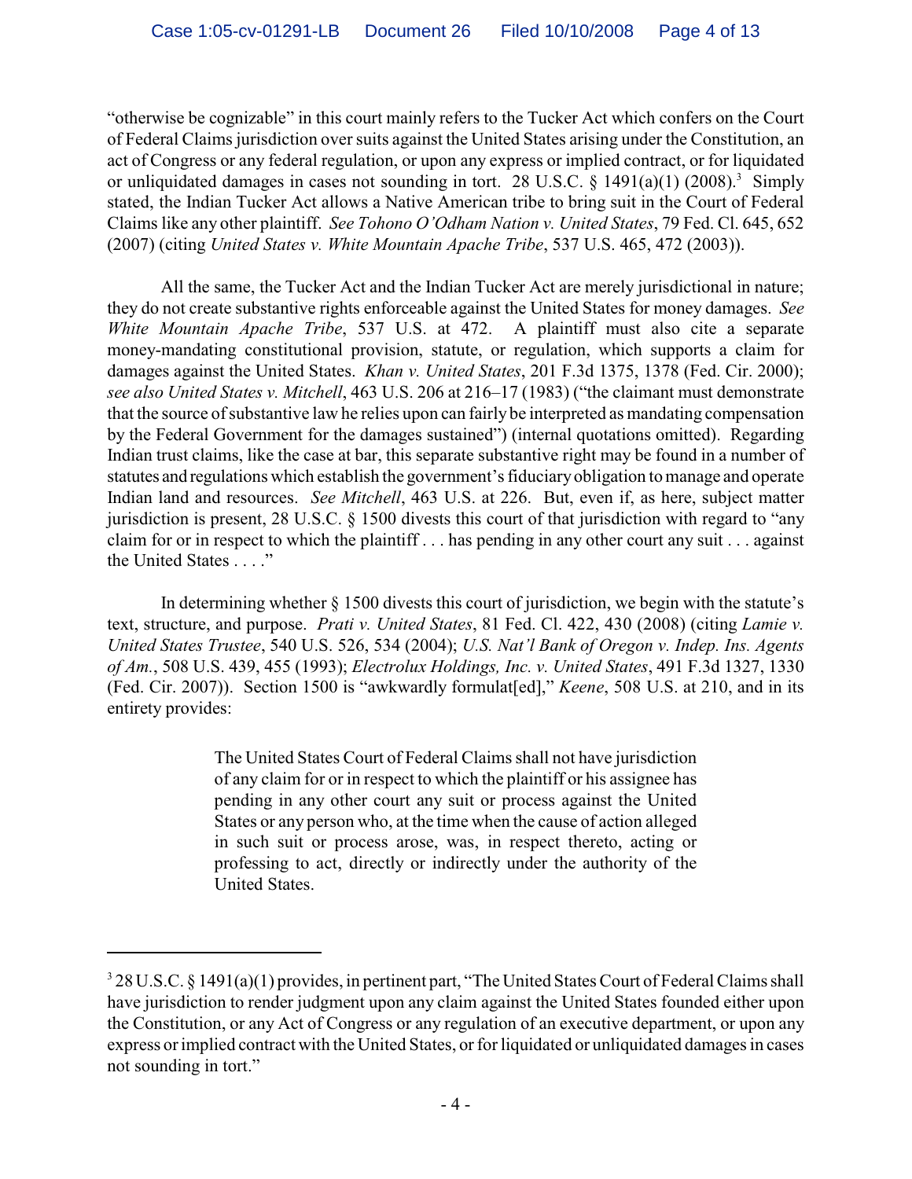"otherwise be cognizable" in this court mainly refers to the Tucker Act which confers on the Court of Federal Claims jurisdiction over suits against the United States arising under the Constitution, an act of Congress or any federal regulation, or upon any express or implied contract, or for liquidated or unliquidated damages in cases not sounding in tort. 28 U.S.C. § 1491(a)(1) (2008).[3] Simply stated, the Indian Tucker Act allows a Native American tribe to bring suit in the Court of Federal Claims like any other plaintiff. *See Tohono O'Odham Nation v. United States*, 79 Fed. Cl. 645, 652 (2007) (citing *United States v. White Mountain Apache Tribe*, 537 U.S. 465, 472 (2003)).

All the same, the Tucker Act and the Indian Tucker Act are merely jurisdictional in nature; they do not create substantive rights enforceable against the United States for money damages. *See White Mountain Apache Tribe*, 537 U.S. at 472. A plaintiff must also cite a separate money-mandating constitutional provision, statute, or regulation, which supports a claim for damages against the United States. *Khan v. United States*, 201 F.3d 1375, 1378 (Fed. Cir. 2000); *see also United States v. Mitchell*, 463 U.S. 206 at 216–17 (1983) ("the claimant must demonstrate that the source of substantive law he relies upon can fairly be interpreted as mandating compensation by the Federal Government for the damages sustained") (internal quotations omitted). Regarding Indian trust claims, like the case at bar, this separate substantive right may be found in a number of statutes and regulations which establish the government's fiduciary obligation to manage and operate Indian land and resources. *See Mitchell*, 463 U.S. at 226. But, even if, as here, subject matter jurisdiction is present, 28 U.S.C. § 1500 divests this court of that jurisdiction with regard to "any claim for or in respect to which the plaintiff . . . has pending in any other court any suit . . . against the United States . . . ."

In determining whether § 1500 divests this court of jurisdiction, we begin with the statute's text, structure, and purpose. *Prati v. United States*, 81 Fed. Cl. 422, 430 (2008) (citing *Lamie v. United States Trustee*, 540 U.S. 526, 534 (2004); *U.S. Nat'l Bank of Oregon v. Indep. Ins. Agents of Am.*, 508 U.S. 439, 455 (1993); *Electrolux Holdings, Inc. v. United States*, 491 F.3d 1327, 1330 (Fed. Cir. 2007)). Section 1500 is "awkwardly formulat[ed]," *Keene*, 508 U.S. at 210, and in its entirety provides:

> The United States Court of Federal Claims shall not have jurisdiction of any claim for or in respect to which the plaintiff or his assignee has pending in any other court any suit or process against the United States or any person who, at the time when the cause of action alleged in such suit or process arose, was, in respect thereto, acting or professing to act, directly or indirectly under the authority of the United States.

---

[3] 28 U.S.C. § 1491(a)(1) provides, in pertinent part, "The United States Court of Federal Claims shall have jurisdiction to render judgment upon any claim against the United States founded either upon the Constitution, or any Act of Congress or any regulation of an executive department, or upon any express or implied contract with the United States, or for liquidated or unliquidated damages in cases not sounding in tort."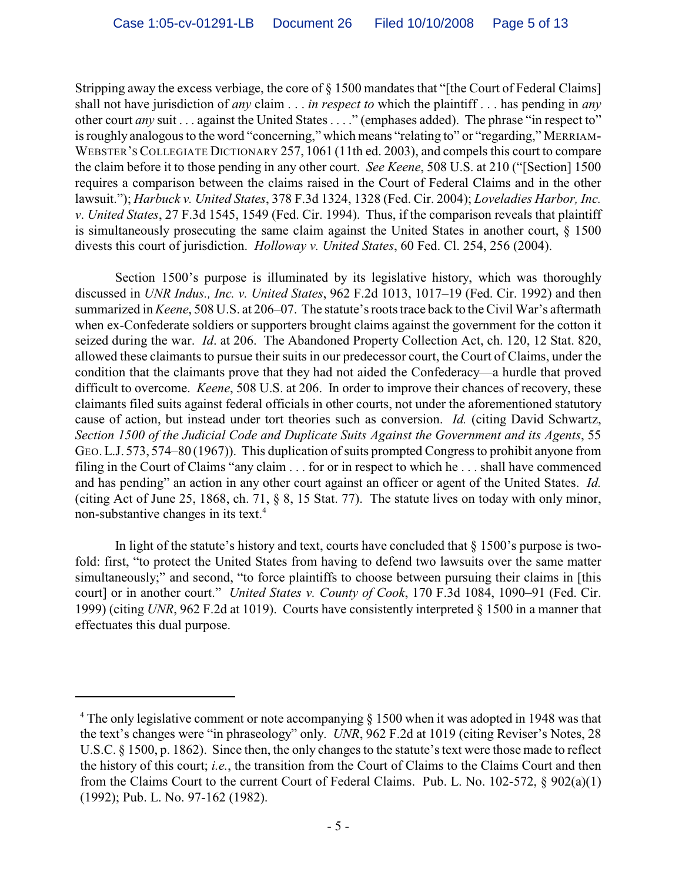Stripping away the excess verbiage, the core of § 1500 mandates that "[the Court of Federal Claims] shall not have jurisdiction of *any* claim . . . *in respect to* which the plaintiff . . . has pending in *any* other court *any* suit . . . against the United States . . . ." (emphases added). The phrase "in respect to" is roughly analogous to the word "concerning," which means "relating to" or "regarding," MERRIAM-WEBSTER'S COLLEGIATE DICTIONARY 257, 1061 (11th ed. 2003), and compels this court to compare the claim before it to those pending in any other court. *See Keene*, 508 U.S. at 210 ("[Section] 1500 requires a comparison between the claims raised in the Court of Federal Claims and in the other lawsuit."); *Harbuck v. United States*, 378 F.3d 1324, 1328 (Fed. Cir. 2004); *Loveladies Harbor, Inc. v. United States*, 27 F.3d 1545, 1549 (Fed. Cir. 1994). Thus, if the comparison reveals that plaintiff is simultaneously prosecuting the same claim against the United States in another court, § 1500 divests this court of jurisdiction. *Holloway v. United States*, 60 Fed. Cl. 254, 256 (2004).

Section 1500's purpose is illuminated by its legislative history, which was thoroughly discussed in *UNR Indus., Inc. v. United States*, 962 F.2d 1013, 1017–19 (Fed. Cir. 1992) and then summarized in *Keene*, 508 U.S. at 206–07. The statute's roots trace back to the Civil War's aftermath when ex-Confederate soldiers or supporters brought claims against the government for the cotton it seized during the war. *Id*. at 206. The Abandoned Property Collection Act, ch. 120, 12 Stat. 820, allowed these claimants to pursue their suits in our predecessor court, the Court of Claims, under the condition that the claimants prove that they had not aided the Confederacy—a hurdle that proved difficult to overcome. *Keene*, 508 U.S. at 206. In order to improve their chances of recovery, these claimants filed suits against federal officials in other courts, not under the aforementioned statutory cause of action, but instead under tort theories such as conversion. *Id.* (citing David Schwartz, *Section 1500 of the Judicial Code and Duplicate Suits Against the Government and its Agents*, 55 GEO. L.J. 573, 574–80 (1967)). This duplication of suits prompted Congress to prohibit anyone from filing in the Court of Claims "any claim . . . for or in respect to which he . . . shall have commenced and has pending" an action in any other court against an officer or agent of the United States. *Id.* (citing Act of June 25, 1868, ch. 71, § 8, 15 Stat. 77). The statute lives on today with only minor, non-substantive changes in its text.[4]

In light of the statute's history and text, courts have concluded that § 1500's purpose is two-fold: first, "to protect the United States from having to defend two lawsuits over the same matter simultaneously;" and second, "to force plaintiffs to choose between pursuing their claims in [this court] or in another court." *United States v. County of Cook*, 170 F.3d 1084, 1090–91 (Fed. Cir. 1999) (citing *UNR*, 962 F.2d at 1019). Courts have consistently interpreted § 1500 in a manner that effectuates this dual purpose.

---

[4] The only legislative comment or note accompanying § 1500 when it was adopted in 1948 was that the text's changes were "in phraseology" only. *UNR*, 962 F.2d at 1019 (citing Reviser's Notes, 28 U.S.C. § 1500, p. 1862). Since then, the only changes to the statute's text were those made to reflect the history of this court; *i.e.*, the transition from the Court of Claims to the Claims Court and then from the Claims Court to the current Court of Federal Claims. Pub. L. No. 102-572, § 902(a)(1) (1992); Pub. L. No. 97-162 (1982).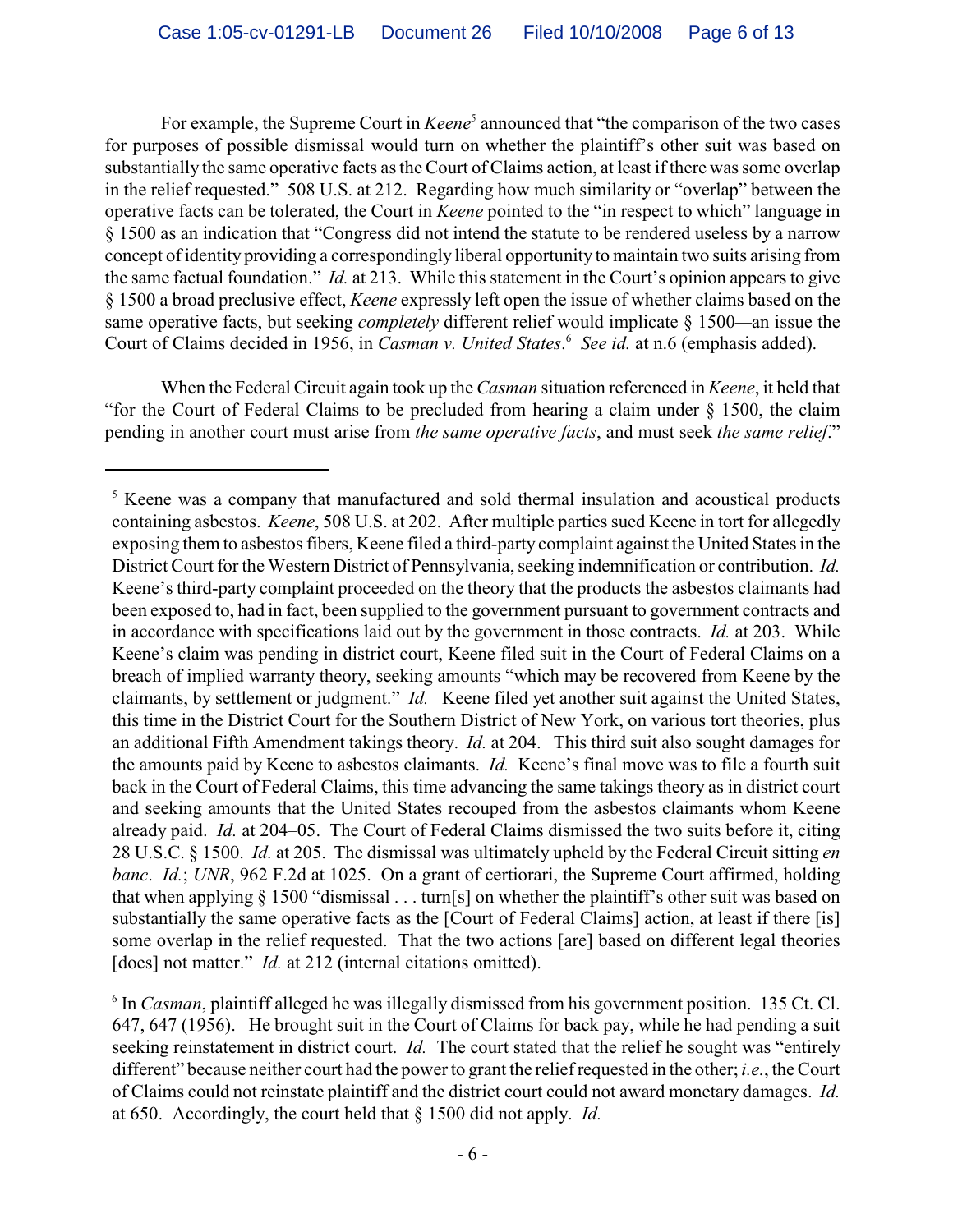For example, the Supreme Court in *Keene*[5] announced that "the comparison of the two cases for purposes of possible dismissal would turn on whether the plaintiff's other suit was based on substantially the same operative facts as the Court of Claims action, at least if there was some overlap in the relief requested." 508 U.S. at 212. Regarding how much similarity or "overlap" between the operative facts can be tolerated, the Court in *Keene* pointed to the "in respect to which" language in § 1500 as an indication that "Congress did not intend the statute to be rendered useless by a narrow concept of identity providing a correspondingly liberal opportunity to maintain two suits arising from the same factual foundation." *Id.* at 213. While this statement in the Court's opinion appears to give § 1500 a broad preclusive effect, *Keene* expressly left open the issue of whether claims based on the same operative facts, but seeking *completely* different relief would implicate § 1500—an issue the Court of Claims decided in 1956, in *Casman v. United States*.[6] *See id.* at n.6 (emphasis added).

When the Federal Circuit again took up the *Casman* situation referenced in *Keene*, it held that "for the Court of Federal Claims to be precluded from hearing a claim under § 1500, the claim pending in another court must arise from *the same operative facts*, and must seek *the same relief*."

---

[5] Keene was a company that manufactured and sold thermal insulation and acoustical products containing asbestos. *Keene*, 508 U.S. at 202. After multiple parties sued Keene in tort for allegedly exposing them to asbestos fibers, Keene filed a third-party complaint against the United States in the District Court for the Western District of Pennsylvania, seeking indemnification or contribution. *Id.* Keene's third-party complaint proceeded on the theory that the products the asbestos claimants had been exposed to, had in fact, been supplied to the government pursuant to government contracts and in accordance with specifications laid out by the government in those contracts. *Id.* at 203. While Keene's claim was pending in district court, Keene filed suit in the Court of Federal Claims on a breach of implied warranty theory, seeking amounts "which may be recovered from Keene by the claimants, by settlement or judgment." *Id.* Keene filed yet another suit against the United States, this time in the District Court for the Southern District of New York, on various tort theories, plus an additional Fifth Amendment takings theory. *Id.* at 204. This third suit also sought damages for the amounts paid by Keene to asbestos claimants. *Id.* Keene's final move was to file a fourth suit back in the Court of Federal Claims, this time advancing the same takings theory as in district court and seeking amounts that the United States recouped from the asbestos claimants whom Keene already paid. *Id.* at 204–05. The Court of Federal Claims dismissed the two suits before it, citing 28 U.S.C. § 1500. *Id.* at 205. The dismissal was ultimately upheld by the Federal Circuit sitting *en banc*. *Id.*; *UNR*, 962 F.2d at 1025. On a grant of certiorari, the Supreme Court affirmed, holding that when applying § 1500 "dismissal . . . turn[s] on whether the plaintiff's other suit was based on substantially the same operative facts as the [Court of Federal Claims] action, at least if there [is] some overlap in the relief requested. That the two actions [are] based on different legal theories [does] not matter." *Id.* at 212 (internal citations omitted).

[6] In *Casman*, plaintiff alleged he was illegally dismissed from his government position. 135 Ct. Cl. 647, 647 (1956). He brought suit in the Court of Claims for back pay, while he had pending a suit seeking reinstatement in district court. *Id.* The court stated that the relief he sought was "entirely different" because neither court had the power to grant the relief requested in the other; *i.e.*, the Court of Claims could not reinstate plaintiff and the district court could not award monetary damages. *Id.* at 650. Accordingly, the court held that § 1500 did not apply. *Id.*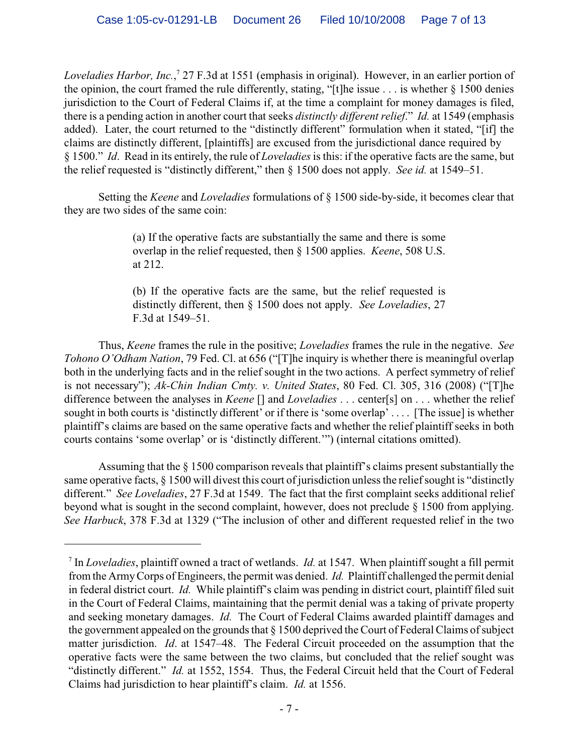*Loveladies Harbor, Inc.*,[7] 27 F.3d at 1551 (emphasis in original). However, in an earlier portion of the opinion, the court framed the rule differently, stating, "[t]he issue . . . is whether § 1500 denies jurisdiction to the Court of Federal Claims if, at the time a complaint for money damages is filed, there is a pending action in another court that seeks *distinctly different relief*." *Id.* at 1549 (emphasis added). Later, the court returned to the "distinctly different" formulation when it stated, "[if] the claims are distinctly different, [plaintiffs] are excused from the jurisdictional dance required by § 1500." *Id*. Read in its entirely, the rule of *Loveladies* is this: if the operative facts are the same, but the relief requested is "distinctly different," then § 1500 does not apply. *See id.* at 1549–51.

Setting the *Keene* and *Loveladies* formulations of § 1500 side-by-side, it becomes clear that they are two sides of the same coin:

> (a) If the operative facts are substantially the same and there is some overlap in the relief requested, then § 1500 applies. *Keene*, 508 U.S. at 212.
>
> (b) If the operative facts are the same, but the relief requested is distinctly different, then § 1500 does not apply. *See Loveladies*, 27 F.3d at 1549–51.

Thus, *Keene* frames the rule in the positive; *Loveladies* frames the rule in the negative. *See Tohono O'Odham Nation*, 79 Fed. Cl. at 656 ("[T]he inquiry is whether there is meaningful overlap both in the underlying facts and in the relief sought in the two actions. A perfect symmetry of relief is not necessary"); *Ak-Chin Indian Cmty. v. United States*, 80 Fed. Cl. 305, 316 (2008) ("[T]he difference between the analyses in *Keene* [] and *Loveladies* . . . center[s] on . . . whether the relief sought in both courts is 'distinctly different' or if there is 'some overlap' . . . . [The issue] is whether plaintiff's claims are based on the same operative facts and whether the relief plaintiff seeks in both courts contains 'some overlap' or is 'distinctly different.'") (internal citations omitted).

Assuming that the § 1500 comparison reveals that plaintiff's claims present substantially the same operative facts, § 1500 will divest this court of jurisdiction unless the relief sought is "distinctly different." *See Loveladies*, 27 F.3d at 1549. The fact that the first complaint seeks additional relief beyond what is sought in the second complaint, however, does not preclude § 1500 from applying. *See Harbuck*, 378 F.3d at 1329 ("The inclusion of other and different requested relief in the two

---

[7] In *Loveladies*, plaintiff owned a tract of wetlands. *Id.* at 1547. When plaintiff sought a fill permit from the Army Corps of Engineers, the permit was denied. *Id.* Plaintiff challenged the permit denial in federal district court. *Id.* While plaintiff's claim was pending in district court, plaintiff filed suit in the Court of Federal Claims, maintaining that the permit denial was a taking of private property and seeking monetary damages. *Id.* The Court of Federal Claims awarded plaintiff damages and the government appealed on the grounds that § 1500 deprived the Court of Federal Claims of subject matter jurisdiction. *Id*. at 1547–48. The Federal Circuit proceeded on the assumption that the operative facts were the same between the two claims, but concluded that the relief sought was "distinctly different." *Id.* at 1552, 1554. Thus, the Federal Circuit held that the Court of Federal Claims had jurisdiction to hear plaintiff's claim. *Id.* at 1556.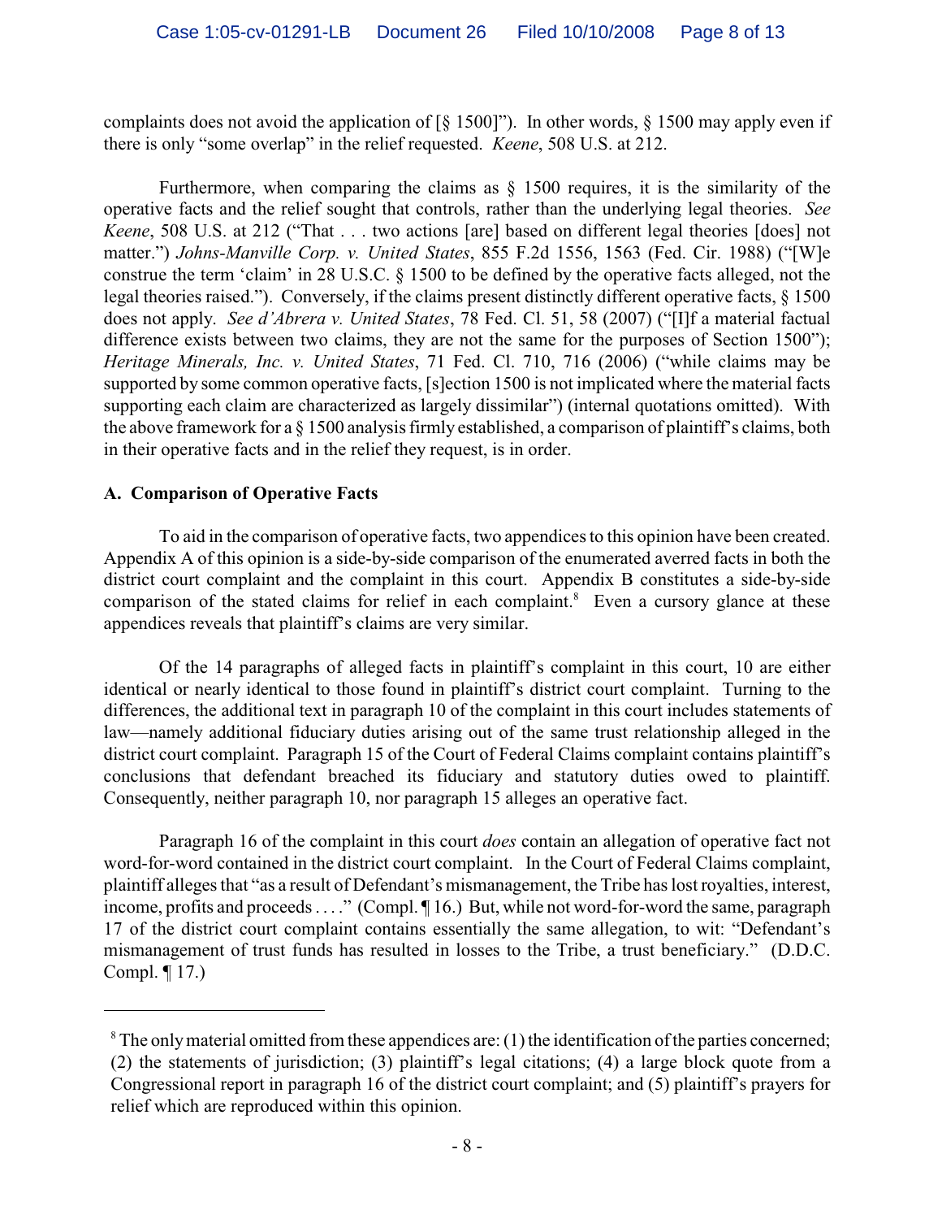complaints does not avoid the application of [§ 1500]"). In other words, § 1500 may apply even if there is only "some overlap" in the relief requested. *Keene*, 508 U.S. at 212.

Furthermore, when comparing the claims as § 1500 requires, it is the similarity of the operative facts and the relief sought that controls, rather than the underlying legal theories. *See Keene*, 508 U.S. at 212 ("That . . . two actions [are] based on different legal theories [does] not matter.") *Johns-Manville Corp. v. United States*, 855 F.2d 1556, 1563 (Fed. Cir. 1988) ("[W]e construe the term 'claim' in 28 U.S.C. § 1500 to be defined by the operative facts alleged, not the legal theories raised."). Conversely, if the claims present distinctly different operative facts, § 1500 does not apply. *See d'Abrera v. United States*, 78 Fed. Cl. 51, 58 (2007) ("[I]f a material factual difference exists between two claims, they are not the same for the purposes of Section 1500"); *Heritage Minerals, Inc. v. United States*, 71 Fed. Cl. 710, 716 (2006) ("while claims may be supported by some common operative facts, [s]ection 1500 is not implicated where the material facts supporting each claim are characterized as largely dissimilar") (internal quotations omitted). With the above framework for a § 1500 analysis firmly established, a comparison of plaintiff's claims, both in their operative facts and in the relief they request, is in order.

### A. Comparison of Operative Facts

To aid in the comparison of operative facts, two appendices to this opinion have been created. Appendix A of this opinion is a side-by-side comparison of the enumerated averred facts in both the district court complaint and the complaint in this court. Appendix B constitutes a side-by-side comparison of the stated claims for relief in each complaint.[8] Even a cursory glance at these appendices reveals that plaintiff's claims are very similar.

Of the 14 paragraphs of alleged facts in plaintiff's complaint in this court, 10 are either identical or nearly identical to those found in plaintiff's district court complaint. Turning to the differences, the additional text in paragraph 10 of the complaint in this court includes statements of law—namely additional fiduciary duties arising out of the same trust relationship alleged in the district court complaint. Paragraph 15 of the Court of Federal Claims complaint contains plaintiff's conclusions that defendant breached its fiduciary and statutory duties owed to plaintiff. Consequently, neither paragraph 10, nor paragraph 15 alleges an operative fact.

Paragraph 16 of the complaint in this court *does* contain an allegation of operative fact not word-for-word contained in the district court complaint. In the Court of Federal Claims complaint, plaintiff alleges that "as a result of Defendant's mismanagement, the Tribe has lost royalties, interest, income, profits and proceeds . . . ." (Compl. ¶ 16.) But, while not word-for-word the same, paragraph 17 of the district court complaint contains essentially the same allegation, to wit: "Defendant's mismanagement of trust funds has resulted in losses to the Tribe, a trust beneficiary." (D.D.C. Compl. ¶ 17.)

---

[8] The only material omitted from these appendices are: (1) the identification of the parties concerned; (2) the statements of jurisdiction; (3) plaintiff's legal citations; (4) a large block quote from a Congressional report in paragraph 16 of the district court complaint; and (5) plaintiff's prayers for relief which are reproduced within this opinion.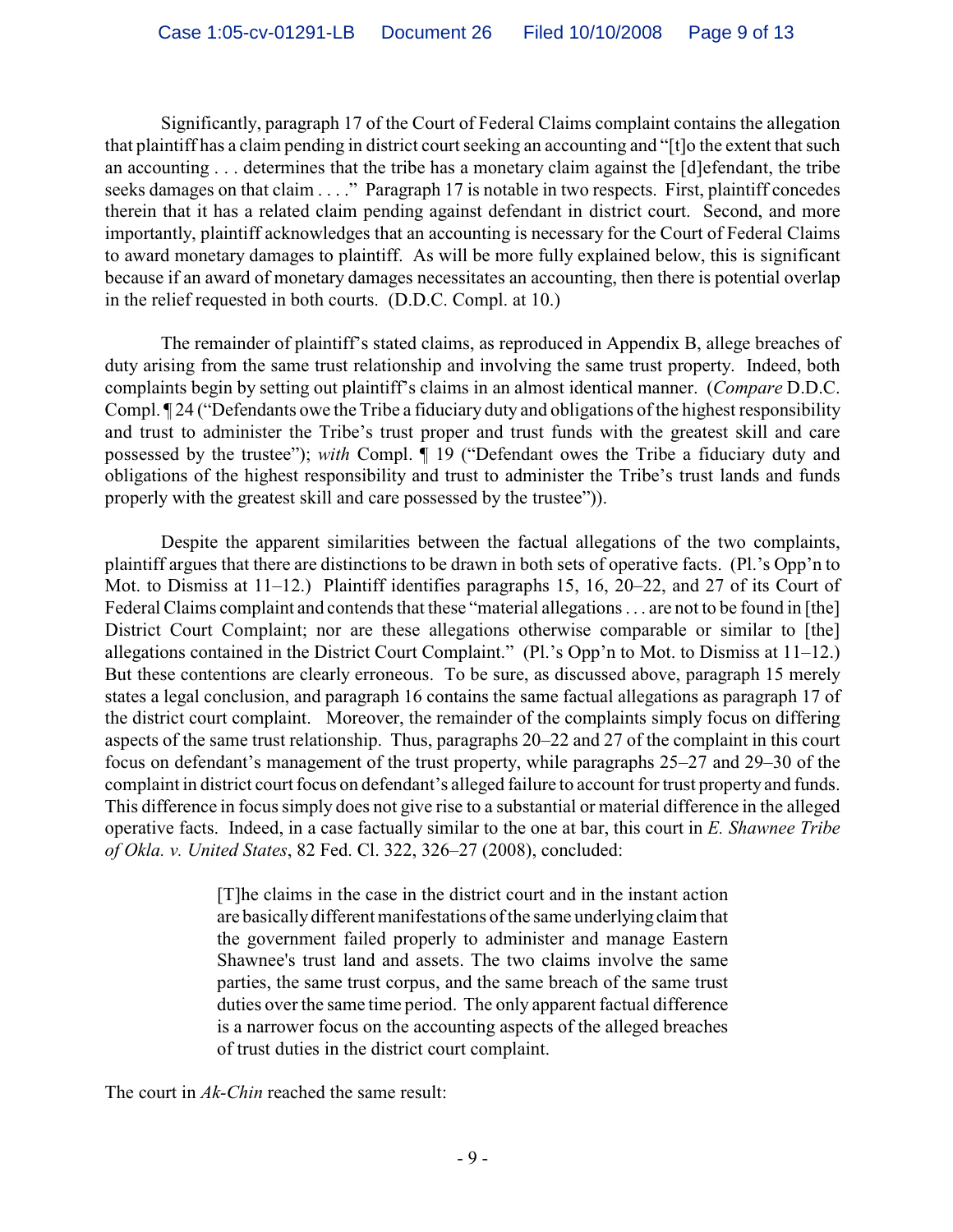Significantly, paragraph 17 of the Court of Federal Claims complaint contains the allegation that plaintiff has a claim pending in district court seeking an accounting and "[t]o the extent that such an accounting . . . determines that the tribe has a monetary claim against the [d]efendant, the tribe seeks damages on that claim . . . ." Paragraph 17 is notable in two respects. First, plaintiff concedes therein that it has a related claim pending against defendant in district court. Second, and more importantly, plaintiff acknowledges that an accounting is necessary for the Court of Federal Claims to award monetary damages to plaintiff. As will be more fully explained below, this is significant because if an award of monetary damages necessitates an accounting, then there is potential overlap in the relief requested in both courts. (D.D.C. Compl. at 10.)

The remainder of plaintiff's stated claims, as reproduced in Appendix B, allege breaches of duty arising from the same trust relationship and involving the same trust property. Indeed, both complaints begin by setting out plaintiff's claims in an almost identical manner. (*Compare* D.D.C. Compl. ¶ 24 ("Defendants owe the Tribe a fiduciary duty and obligations of the highest responsibility and trust to administer the Tribe's trust proper and trust funds with the greatest skill and care possessed by the trustee"); *with* Compl. ¶ 19 ("Defendant owes the Tribe a fiduciary duty and obligations of the highest responsibility and trust to administer the Tribe's trust lands and funds properly with the greatest skill and care possessed by the trustee")).

Despite the apparent similarities between the factual allegations of the two complaints, plaintiff argues that there are distinctions to be drawn in both sets of operative facts. (Pl.'s Opp'n to Mot. to Dismiss at 11–12.) Plaintiff identifies paragraphs 15, 16, 20–22, and 27 of its Court of Federal Claims complaint and contends that these "material allegations . . . are not to be found in [the] District Court Complaint; nor are these allegations otherwise comparable or similar to [the] allegations contained in the District Court Complaint." (Pl.'s Opp'n to Mot. to Dismiss at 11–12.) But these contentions are clearly erroneous. To be sure, as discussed above, paragraph 15 merely states a legal conclusion, and paragraph 16 contains the same factual allegations as paragraph 17 of the district court complaint. Moreover, the remainder of the complaints simply focus on differing aspects of the same trust relationship. Thus, paragraphs 20–22 and 27 of the complaint in this court focus on defendant's management of the trust property, while paragraphs 25–27 and 29–30 of the complaint in district court focus on defendant's alleged failure to account for trust property and funds. This difference in focus simply does not give rise to a substantial or material difference in the alleged operative facts. Indeed, in a case factually similar to the one at bar, this court in *E. Shawnee Tribe of Okla. v. United States*, 82 Fed. Cl. 322, 326–27 (2008), concluded:

> [T]he claims in the case in the district court and in the instant action are basically different manifestations of the same underlying claim that the government failed properly to administer and manage Eastern Shawnee's trust land and assets. The two claims involve the same parties, the same trust corpus, and the same breach of the same trust duties over the same time period. The only apparent factual difference is a narrower focus on the accounting aspects of the alleged breaches of trust duties in the district court complaint.

The court in *Ak-Chin* reached the same result: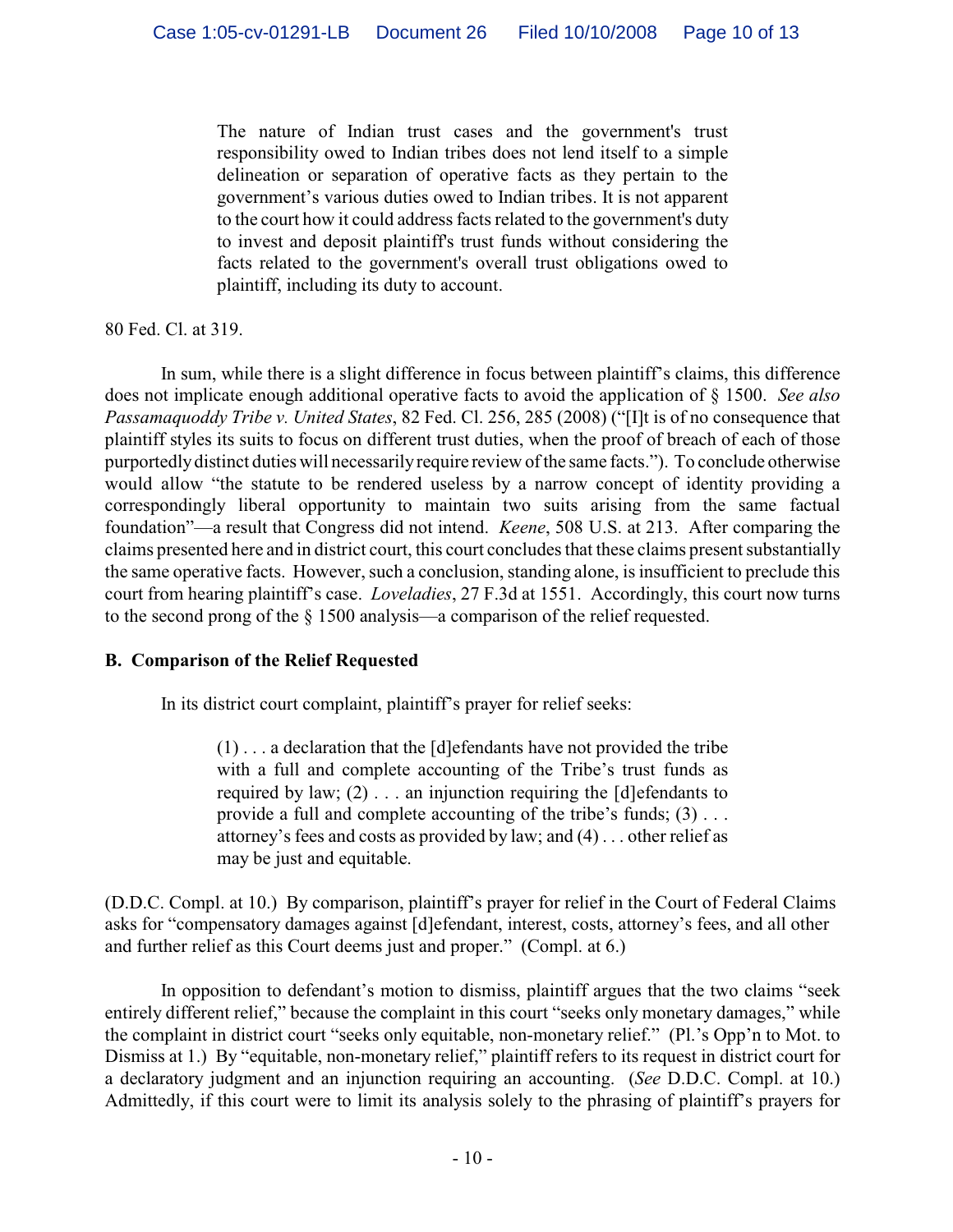> The nature of Indian trust cases and the government's trust responsibility owed to Indian tribes does not lend itself to a simple delineation or separation of operative facts as they pertain to the government's various duties owed to Indian tribes. It is not apparent to the court how it could address facts related to the government's duty to invest and deposit plaintiff's trust funds without considering the facts related to the government's overall trust obligations owed to plaintiff, including its duty to account.

80 Fed. Cl. at 319.

In sum, while there is a slight difference in focus between plaintiff's claims, this difference does not implicate enough additional operative facts to avoid the application of § 1500. *See also Passamaquoddy Tribe v. United States*, 82 Fed. Cl. 256, 285 (2008) ("[I]t is of no consequence that plaintiff styles its suits to focus on different trust duties, when the proof of breach of each of those purportedly distinct duties will necessarily require review of the same facts."). To conclude otherwise would allow "the statute to be rendered useless by a narrow concept of identity providing a correspondingly liberal opportunity to maintain two suits arising from the same factual foundation"—a result that Congress did not intend. *Keene*, 508 U.S. at 213. After comparing the claims presented here and in district court, this court concludes that these claims present substantially the same operative facts. However, such a conclusion, standing alone, is insufficient to preclude this court from hearing plaintiff's case. *Loveladies*, 27 F.3d at 1551. Accordingly, this court now turns to the second prong of the § 1500 analysis—a comparison of the relief requested.

**B. Comparison of the Relief Requested**

In its district court complaint, plaintiff's prayer for relief seeks:

> (1) . . . a declaration that the [d]efendants have not provided the tribe with a full and complete accounting of the Tribe's trust funds as required by law; (2) . . . an injunction requiring the [d]efendants to provide a full and complete accounting of the tribe's funds; (3) . . . attorney's fees and costs as provided by law; and (4) . . . other relief as may be just and equitable.

(D.D.C. Compl. at 10.) By comparison, plaintiff's prayer for relief in the Court of Federal Claims asks for "compensatory damages against [d]efendant, interest, costs, attorney's fees, and all other and further relief as this Court deems just and proper." (Compl. at 6.)

In opposition to defendant's motion to dismiss, plaintiff argues that the two claims "seek entirely different relief," because the complaint in this court "seeks only monetary damages," while the complaint in district court "seeks only equitable, non-monetary relief." (Pl.'s Opp'n to Mot. to Dismiss at 1.) By "equitable, non-monetary relief," plaintiff refers to its request in district court for a declaratory judgment and an injunction requiring an accounting. (*See* D.D.C. Compl. at 10.) Admittedly, if this court were to limit its analysis solely to the phrasing of plaintiff's prayers for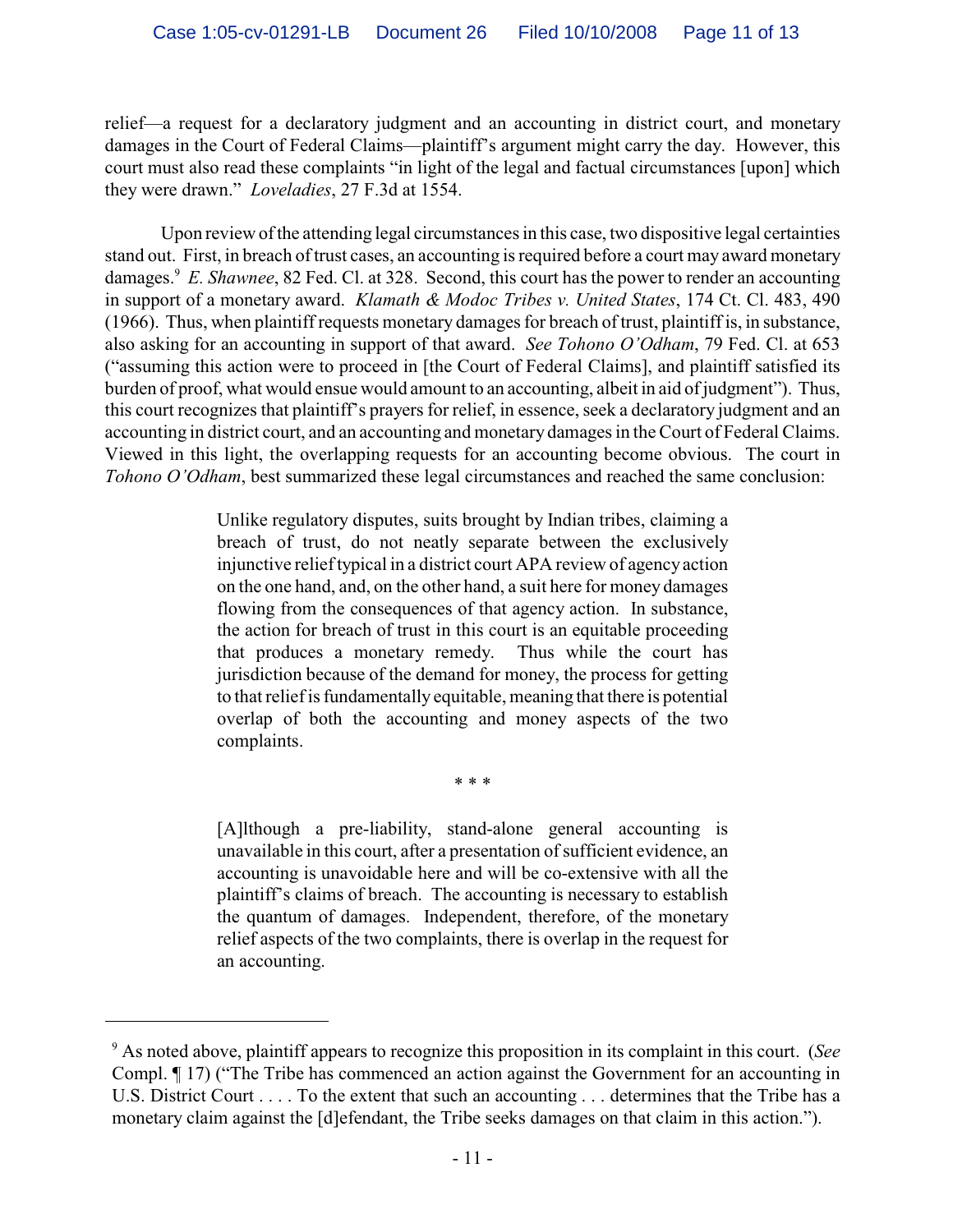relief—a request for a declaratory judgment and an accounting in district court, and monetary damages in the Court of Federal Claims—plaintiff's argument might carry the day. However, this court must also read these complaints "in light of the legal and factual circumstances [upon] which they were drawn." *Loveladies*, 27 F.3d at 1554.

Upon review of the attending legal circumstances in this case, two dispositive legal certainties stand out. First, in breach of trust cases, an accounting is required before a court may award monetary damages.[9] *E. Shawnee*, 82 Fed. Cl. at 328. Second, this court has the power to render an accounting in support of a monetary award. *Klamath & Modoc Tribes v. United States*, 174 Ct. Cl. 483, 490 (1966). Thus, when plaintiff requests monetary damages for breach of trust, plaintiff is, in substance, also asking for an accounting in support of that award. *See Tohono O'Odham*, 79 Fed. Cl. at 653 ("assuming this action were to proceed in [the Court of Federal Claims], and plaintiff satisfied its burden of proof, what would ensue would amount to an accounting, albeit in aid of judgment"). Thus, this court recognizes that plaintiff's prayers for relief, in essence, seek a declaratory judgment and an accounting in district court, and an accounting and monetary damages in the Court of Federal Claims. Viewed in this light, the overlapping requests for an accounting become obvious. The court in *Tohono O'Odham*, best summarized these legal circumstances and reached the same conclusion:

> Unlike regulatory disputes, suits brought by Indian tribes, claiming a breach of trust, do not neatly separate between the exclusively injunctive relief typical in a district court APA review of agency action on the one hand, and, on the other hand, a suit here for money damages flowing from the consequences of that agency action. In substance, the action for breach of trust in this court is an equitable proceeding that produces a monetary remedy. Thus while the court has jurisdiction because of the demand for money, the process for getting to that relief is fundamentally equitable, meaning that there is potential overlap of both the accounting and money aspects of the two complaints.
>
> \* \* \*
>
> [A]lthough a pre-liability, stand-alone general accounting is unavailable in this court, after a presentation of sufficient evidence, an accounting is unavoidable here and will be co-extensive with all the plaintiff's claims of breach. The accounting is necessary to establish the quantum of damages. Independent, therefore, of the monetary relief aspects of the two complaints, there is overlap in the request for an accounting.

---

[9] As noted above, plaintiff appears to recognize this proposition in its complaint in this court. (*See* Compl. ¶ 17) ("The Tribe has commenced an action against the Government for an accounting in U.S. District Court . . . . To the extent that such an accounting . . . determines that the Tribe has a monetary claim against the [d]efendant, the Tribe seeks damages on that claim in this action.").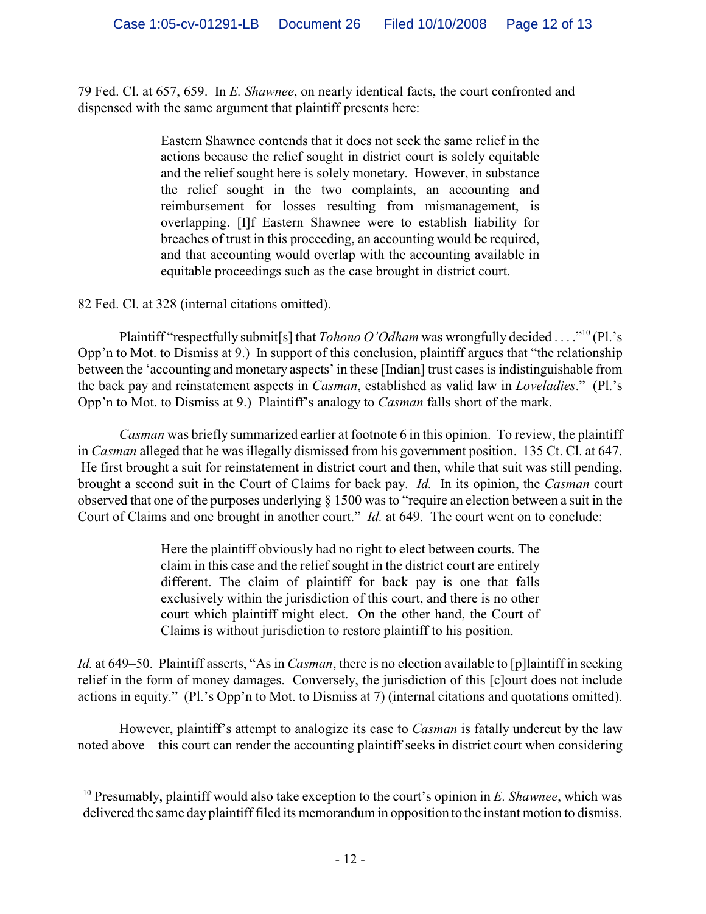79 Fed. Cl. at 657, 659. In *E. Shawnee*, on nearly identical facts, the court confronted and dispensed with the same argument that plaintiff presents here:

> Eastern Shawnee contends that it does not seek the same relief in the actions because the relief sought in district court is solely equitable and the relief sought here is solely monetary. However, in substance the relief sought in the two complaints, an accounting and reimbursement for losses resulting from mismanagement, is overlapping. [I]f Eastern Shawnee were to establish liability for breaches of trust in this proceeding, an accounting would be required, and that accounting would overlap with the accounting available in equitable proceedings such as the case brought in district court.

82 Fed. Cl. at 328 (internal citations omitted).

Plaintiff "respectfully submit[s] that *Tohono O'Odham* was wrongfully decided . . . ."[10] (Pl.'s Opp'n to Mot. to Dismiss at 9.) In support of this conclusion, plaintiff argues that "the relationship between the 'accounting and monetary aspects' in these [Indian] trust cases is indistinguishable from the back pay and reinstatement aspects in *Casman*, established as valid law in *Loveladies*." (Pl.'s Opp'n to Mot. to Dismiss at 9.) Plaintiff's analogy to *Casman* falls short of the mark.

*Casman* was briefly summarized earlier at footnote 6 in this opinion. To review, the plaintiff in *Casman* alleged that he was illegally dismissed from his government position. 135 Ct. Cl. at 647. He first brought a suit for reinstatement in district court and then, while that suit was still pending, brought a second suit in the Court of Claims for back pay. *Id.* In its opinion, the *Casman* court observed that one of the purposes underlying § 1500 was to "require an election between a suit in the Court of Claims and one brought in another court." *Id.* at 649. The court went on to conclude:

> Here the plaintiff obviously had no right to elect between courts. The claim in this case and the relief sought in the district court are entirely different. The claim of plaintiff for back pay is one that falls exclusively within the jurisdiction of this court, and there is no other court which plaintiff might elect. On the other hand, the Court of Claims is without jurisdiction to restore plaintiff to his position.

*Id.* at 649–50. Plaintiff asserts, "As in *Casman*, there is no election available to [p]laintiff in seeking relief in the form of money damages. Conversely, the jurisdiction of this [c]ourt does not include actions in equity." (Pl.'s Opp'n to Mot. to Dismiss at 7) (internal citations and quotations omitted).

However, plaintiff's attempt to analogize its case to *Casman* is fatally undercut by the law noted above—this court can render the accounting plaintiff seeks in district court when considering

---

[10] Presumably, plaintiff would also take exception to the court's opinion in *E. Shawnee*, which was delivered the same day plaintiff filed its memorandum in opposition to the instant motion to dismiss.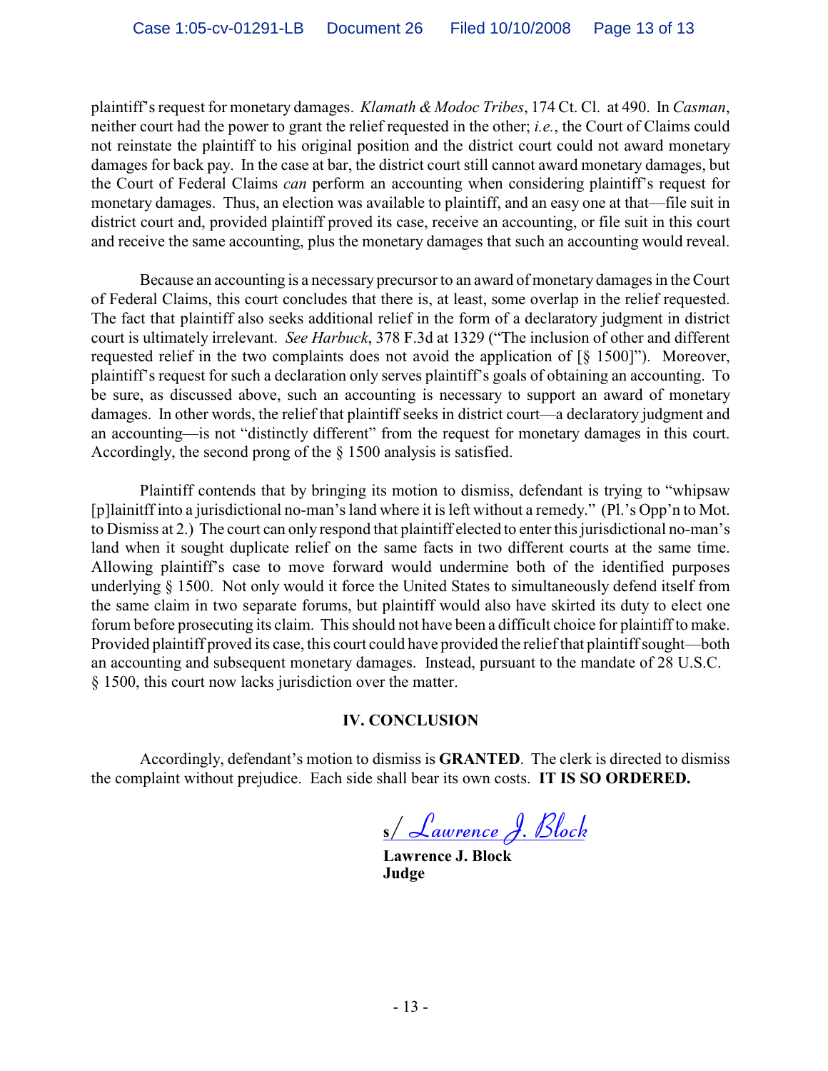plaintiff's request for monetary damages. *Klamath & Modoc Tribes*, 174 Ct. Cl. at 490. In *Casman*, neither court had the power to grant the relief requested in the other; *i.e.*, the Court of Claims could not reinstate the plaintiff to his original position and the district court could not award monetary damages for back pay. In the case at bar, the district court still cannot award monetary damages, but the Court of Federal Claims *can* perform an accounting when considering plaintiff's request for monetary damages. Thus, an election was available to plaintiff, and an easy one at that—file suit in district court and, provided plaintiff proved its case, receive an accounting, or file suit in this court and receive the same accounting, plus the monetary damages that such an accounting would reveal.

Because an accounting is a necessary precursor to an award of monetary damages in the Court of Federal Claims, this court concludes that there is, at least, some overlap in the relief requested. The fact that plaintiff also seeks additional relief in the form of a declaratory judgment in district court is ultimately irrelevant. *See Harbuck*, 378 F.3d at 1329 ("The inclusion of other and different requested relief in the two complaints does not avoid the application of [§ 1500]"). Moreover, plaintiff's request for such a declaration only serves plaintiff's goals of obtaining an accounting. To be sure, as discussed above, such an accounting is necessary to support an award of monetary damages. In other words, the relief that plaintiff seeks in district court—a declaratory judgment and an accounting—is not "distinctly different" from the request for monetary damages in this court. Accordingly, the second prong of the § 1500 analysis is satisfied.

Plaintiff contends that by bringing its motion to dismiss, defendant is trying to "whipsaw [p]lainitff into a jurisdictional no-man's land where it is left without a remedy." (Pl.'s Opp'n to Mot. to Dismiss at 2.) The court can only respond that plaintiff elected to enter this jurisdictional no-man's land when it sought duplicate relief on the same facts in two different courts at the same time. Allowing plaintiff's case to move forward would undermine both of the identified purposes underlying § 1500. Not only would it force the United States to simultaneously defend itself from the same claim in two separate forums, but plaintiff would also have skirted its duty to elect one forum before prosecuting its claim. This should not have been a difficult choice for plaintiff to make. Provided plaintiff proved its case, this court could have provided the relief that plaintiff sought—both an accounting and subsequent monetary damages. Instead, pursuant to the mandate of 28 U.S.C. § 1500, this court now lacks jurisdiction over the matter.

## IV. CONCLUSION

Accordingly, defendant's motion to dismiss is **GRANTED**. The clerk is directed to dismiss the complaint without prejudice. Each side shall bear its own costs. **IT IS SO ORDERED.**

s/ Lawrence J. Block

**Lawrence J. Block**
**Judge**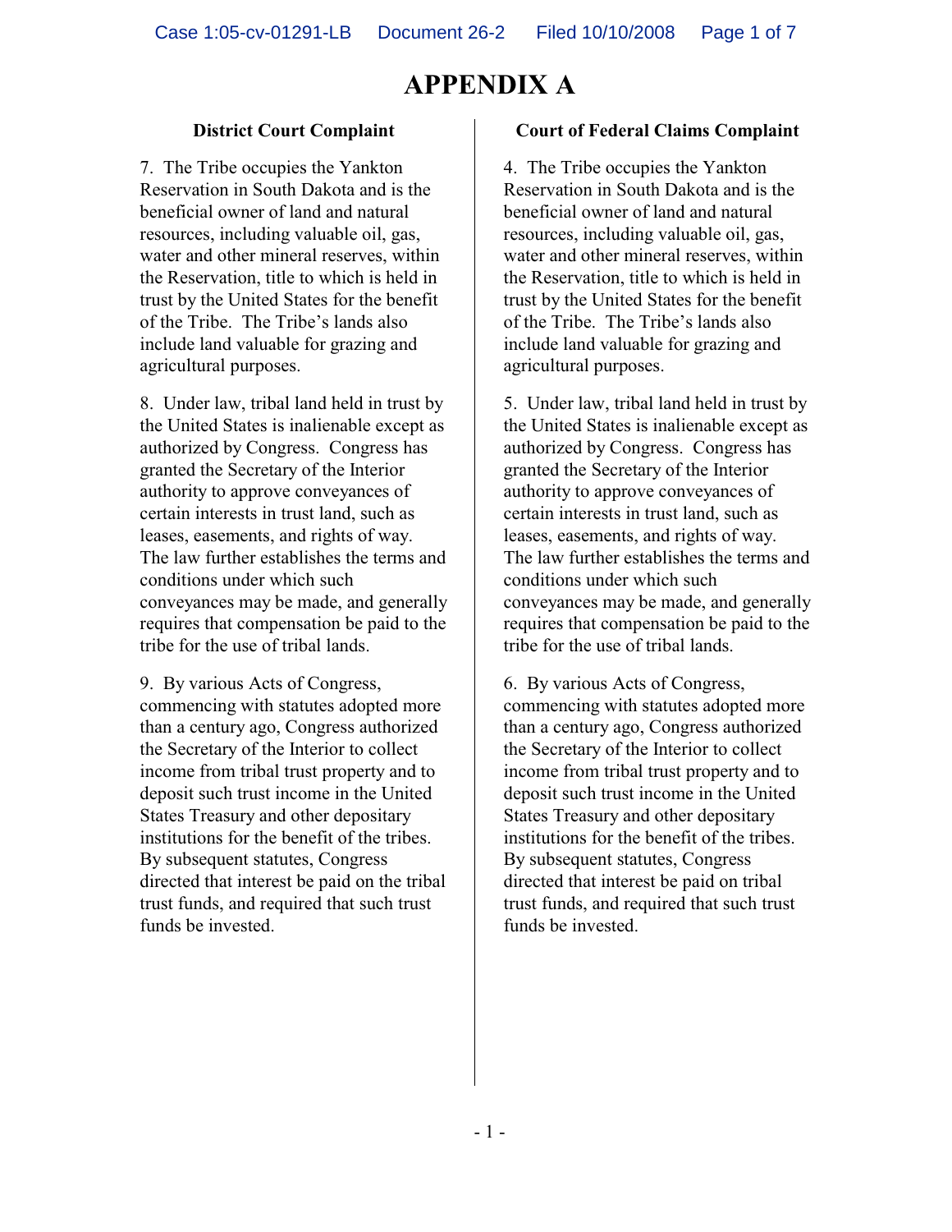# APPENDIX A

| District Court Complaint | Court of Federal Claims Complaint |
|---|---|
| 7. The Tribe occupies the Yankton Reservation in South Dakota and is the beneficial owner of land and natural resources, including valuable oil, gas, water and other mineral reserves, within the Reservation, title to which is held in trust by the United States for the benefit of the Tribe. The Tribe's lands also include land valuable for grazing and agricultural purposes. | 4. The Tribe occupies the Yankton Reservation in South Dakota and is the beneficial owner of land and natural resources, including valuable oil, gas, water and other mineral reserves, within the Reservation, title to which is held in trust by the United States for the benefit of the Tribe. The Tribe's lands also include land valuable for grazing and agricultural purposes. |
| 8. Under law, tribal land held in trust by the United States is inalienable except as authorized by Congress. Congress has granted the Secretary of the Interior authority to approve conveyances of certain interests in trust land, such as leases, easements, and rights of way. The law further establishes the terms and conditions under which such conveyances may be made, and generally requires that compensation be paid to the tribe for the use of tribal lands. | 5. Under law, tribal land held in trust by the United States is inalienable except as authorized by Congress. Congress has granted the Secretary of the Interior authority to approve conveyances of certain interests in trust land, such as leases, easements, and rights of way. The law further establishes the terms and conditions under which such conveyances may be made, and generally requires that compensation be paid to the tribe for the use of tribal lands. |
| 9. By various Acts of Congress, commencing with statutes adopted more than a century ago, Congress authorized the Secretary of the Interior to collect income from tribal trust property and to deposit such trust income in the United States Treasury and other depositary institutions for the benefit of the tribes. By subsequent statutes, Congress directed that interest be paid on the tribal trust funds, and required that such trust funds be invested. | 6. By various Acts of Congress, commencing with statutes adopted more than a century ago, Congress authorized the Secretary of the Interior to collect income from tribal trust property and to deposit such trust income in the United States Treasury and other depositary institutions for the benefit of the tribes. By subsequent statutes, Congress directed that interest be paid on tribal trust funds, and required that such trust funds be invested. |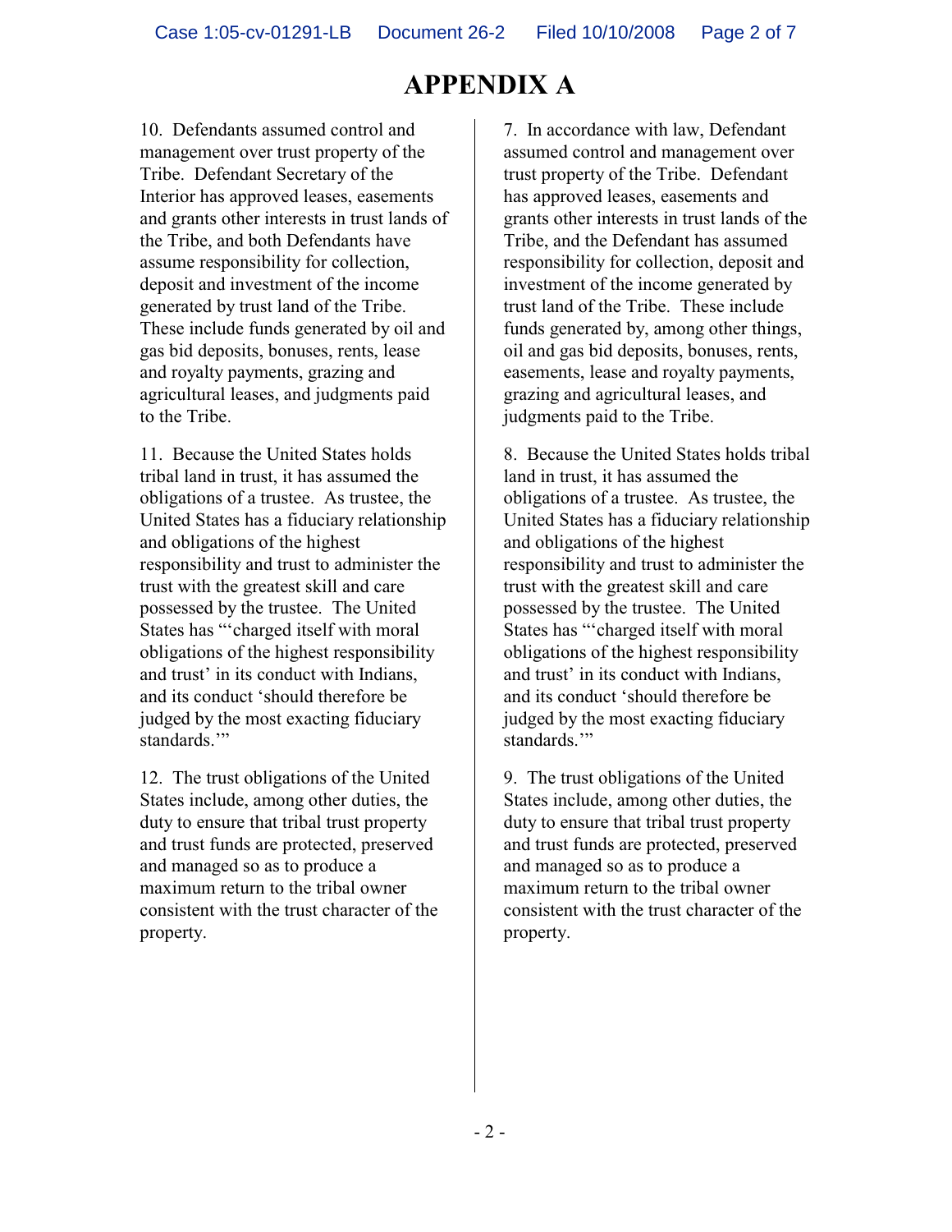# APPENDIX A

10. Defendants assumed control and management over trust property of the Tribe. Defendant Secretary of the Interior has approved leases, easements and grants other interests in trust lands of the Tribe, and both Defendants have assume responsibility for collection, deposit and investment of the income generated by trust land of the Tribe. These include funds generated by oil and gas bid deposits, bonuses, rents, lease and royalty payments, grazing and agricultural leases, and judgments paid to the Tribe.

11. Because the United States holds tribal land in trust, it has assumed the obligations of a trustee. As trustee, the United States has a fiduciary relationship and obligations of the highest responsibility and trust to administer the trust with the greatest skill and care possessed by the trustee. The United States has "'charged itself with moral obligations of the highest responsibility and trust' in its conduct with Indians, and its conduct 'should therefore be judged by the most exacting fiduciary standards.'"

12. The trust obligations of the United States include, among other duties, the duty to ensure that tribal trust property and trust funds are protected, preserved and managed so as to produce a maximum return to the tribal owner consistent with the trust character of the property.

7. In accordance with law, Defendant assumed control and management over trust property of the Tribe. Defendant has approved leases, easements and grants other interests in trust lands of the Tribe, and the Defendant has assumed responsibility for collection, deposit and investment of the income generated by trust land of the Tribe. These include funds generated by, among other things, oil and gas bid deposits, bonuses, rents, easements, lease and royalty payments, grazing and agricultural leases, and judgments paid to the Tribe.

8. Because the United States holds tribal land in trust, it has assumed the obligations of a trustee. As trustee, the United States has a fiduciary relationship and obligations of the highest responsibility and trust to administer the trust with the greatest skill and care possessed by the trustee. The United States has "'charged itself with moral obligations of the highest responsibility and trust' in its conduct with Indians, and its conduct 'should therefore be judged by the most exacting fiduciary standards.'"

9. The trust obligations of the United States include, among other duties, the duty to ensure that tribal trust property and trust funds are protected, preserved and managed so as to produce a maximum return to the tribal owner consistent with the trust character of the property.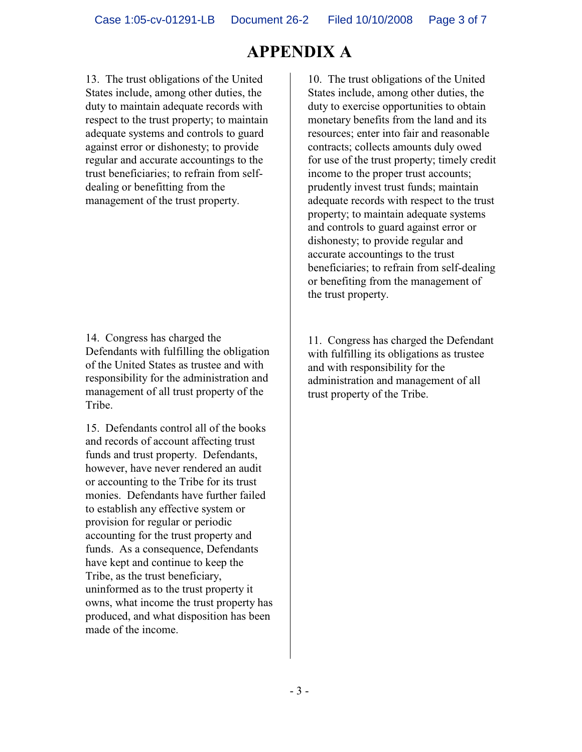# APPENDIX A

| | |
|---|---|
| 13. The trust obligations of the United States include, among other duties, the duty to maintain adequate records with respect to the trust property; to maintain adequate systems and controls to guard against error or dishonesty; to provide regular and accurate accountings to the trust beneficiaries; to refrain from self-dealing or benefitting from the management of the trust property. | 10. The trust obligations of the United States include, among other duties, the duty to exercise opportunities to obtain monetary benefits from the land and its resources; enter into fair and reasonable contracts; collects amounts duly owed for use of the trust property; timely credit income to the proper trust accounts; prudently invest trust funds; maintain adequate records with respect to the trust property; to maintain adequate systems and controls to guard against error or dishonesty; to provide regular and accurate accountings to the trust beneficiaries; to refrain from self-dealing or benefiting from the management of the trust property. |
| 14. Congress has charged the Defendants with fulfilling the obligation of the United States as trustee and with responsibility for the administration and management of all trust property of the Tribe. | 11. Congress has charged the Defendant with fulfilling its obligations as trustee and with responsibility for the administration and management of all trust property of the Tribe. |
| 15. Defendants control all of the books and records of account affecting trust funds and trust property. Defendants, however, have never rendered an audit or accounting to the Tribe for its trust monies. Defendants have further failed to establish any effective system or provision for regular or periodic accounting for the trust property and funds. As a consequence, Defendants have kept and continue to keep the Tribe, as the trust beneficiary, uninformed as to the trust property it owns, what income the trust property has produced, and what disposition has been made of the income. | |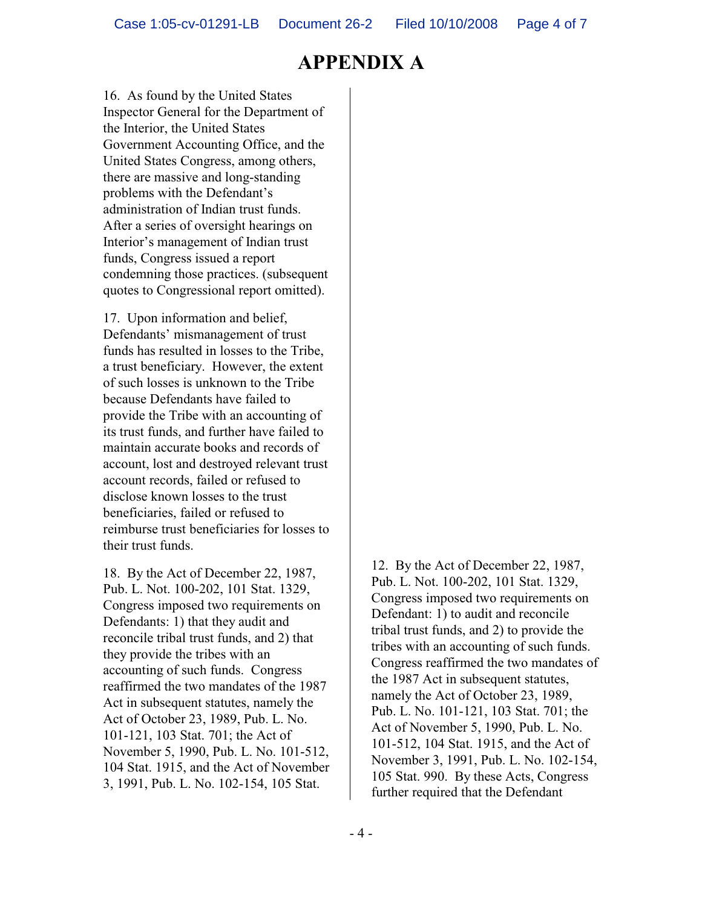# APPENDIX A

| | |
|---|---|
| 16. As found by the United States Inspector General for the Department of the Interior, the United States Government Accounting Office, and the United States Congress, among others, there are massive and long-standing problems with the Defendant's administration of Indian trust funds. After a series of oversight hearings on Interior's management of Indian trust funds, Congress issued a report condemning those practices. (subsequent quotes to Congressional report omitted). | |
| 17. Upon information and belief, Defendants' mismanagement of trust funds has resulted in losses to the Tribe, a trust beneficiary. However, the extent of such losses is unknown to the Tribe because Defendants have failed to provide the Tribe with an accounting of its trust funds, and further have failed to maintain accurate books and records of account, lost and destroyed relevant trust account records, failed or refused to disclose known losses to the trust beneficiaries, failed or refused to reimburse trust beneficiaries for losses to their trust funds. | |
| 18. By the Act of December 22, 1987, Pub. L. Not. 100-202, 101 Stat. 1329, Congress imposed two requirements on Defendants: 1) that they audit and reconcile tribal trust funds, and 2) that they provide the tribes with an accounting of such funds. Congress reaffirmed the two mandates of the 1987 Act in subsequent statutes, namely the Act of October 23, 1989, Pub. L. No. 101-121, 103 Stat. 701; the Act of November 5, 1990, Pub. L. No. 101-512, 104 Stat. 1915, and the Act of November 3, 1991, Pub. L. No. 102-154, 105 Stat. | 12. By the Act of December 22, 1987, Pub. L. Not. 100-202, 101 Stat. 1329, Congress imposed two requirements on Defendant: 1) to audit and reconcile tribal trust funds, and 2) to provide the tribes with an accounting of such funds. Congress reaffirmed the two mandates of the 1987 Act in subsequent statutes, namely the Act of October 23, 1989, Pub. L. No. 101-121, 103 Stat. 701; the Act of November 5, 1990, Pub. L. No. 101-512, 104 Stat. 1915, and the Act of November 3, 1991, Pub. L. No. 102-154, 105 Stat. 990. By these Acts, Congress further required that the Defendant |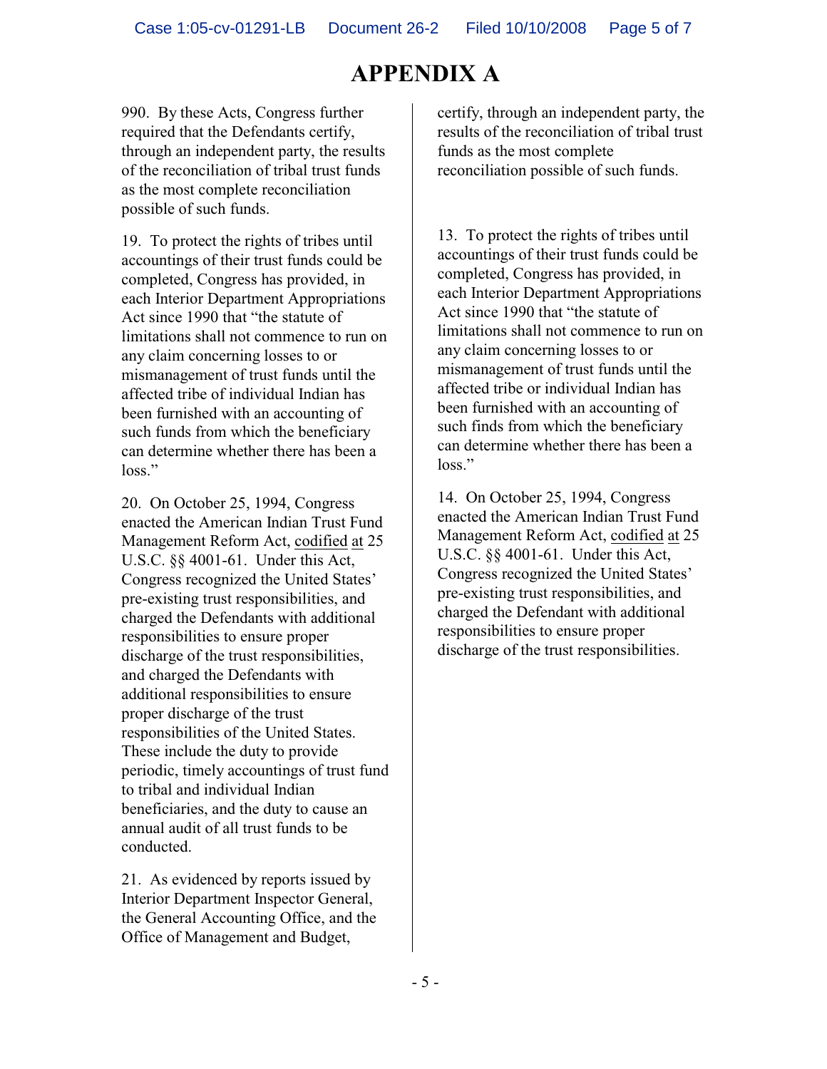# APPENDIX A

| | |
|---|---|
| 990. By these Acts, Congress further required that the Defendants certify, through an independent party, the results of the reconciliation of tribal trust funds as the most complete reconciliation possible of such funds. | certify, through an independent party, the results of the reconciliation of tribal trust funds as the most complete reconciliation possible of such funds. |
| 19. To protect the rights of tribes until accountings of their trust funds could be completed, Congress has provided, in each Interior Department Appropriations Act since 1990 that "the statute of limitations shall not commence to run on any claim concerning losses to or mismanagement of trust funds until the affected tribe of individual Indian has been furnished with an accounting of such funds from which the beneficiary can determine whether there has been a loss." | 13. To protect the rights of tribes until accountings of their trust funds could be completed, Congress has provided, in each Interior Department Appropriations Act since 1990 that "the statute of limitations shall not commence to run on any claim concerning losses to or mismanagement of trust funds until the affected tribe or individual Indian has been furnished with an accounting of such finds from which the beneficiary can determine whether there has been a loss." |
| 20. On October 25, 1994, Congress enacted the American Indian Trust Fund Management Reform Act, <u>codified</u> <u>at</u> 25 U.S.C. §§ 4001-61. Under this Act, Congress recognized the United States' pre-existing trust responsibilities, and charged the Defendants with additional responsibilities to ensure proper discharge of the trust responsibilities, and charged the Defendants with additional responsibilities to ensure proper discharge of the trust responsibilities of the United States. These include the duty to provide periodic, timely accountings of trust fund to tribal and individual Indian beneficiaries, and the duty to cause an annual audit of all trust funds to be conducted. | 14. On October 25, 1994, Congress enacted the American Indian Trust Fund Management Reform Act, <u>codified</u> <u>at</u> 25 U.S.C. §§ 4001-61. Under this Act, Congress recognized the United States' pre-existing trust responsibilities, and charged the Defendant with additional responsibilities to ensure proper discharge of the trust responsibilities. |
| 21. As evidenced by reports issued by Interior Department Inspector General, the General Accounting Office, and the Office of Management and Budget, | |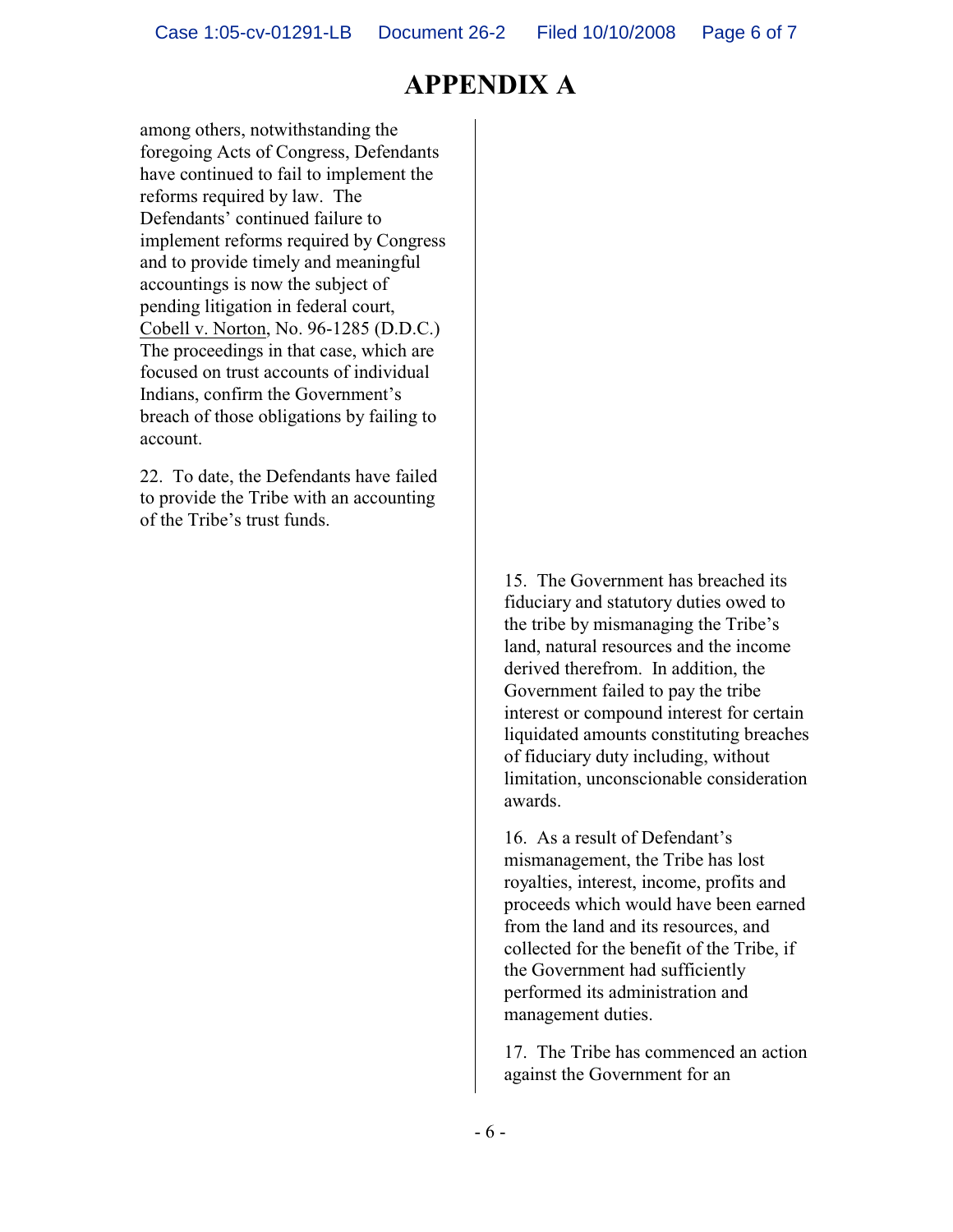# APPENDIX A

among others, notwithstanding the foregoing Acts of Congress, Defendants have continued to fail to implement the reforms required by law. The Defendants' continued failure to implement reforms required by Congress and to provide timely and meaningful accountings is now the subject of pending litigation in federal court, Cobell v. Norton, No. 96-1285 (D.D.C.) The proceedings in that case, which are focused on trust accounts of individual Indians, confirm the Government's breach of those obligations by failing to account.

22. To date, the Defendants have failed to provide the Tribe with an accounting of the Tribe's trust funds.

15. The Government has breached its fiduciary and statutory duties owed to the tribe by mismanaging the Tribe's land, natural resources and the income derived therefrom. In addition, the Government failed to pay the tribe interest or compound interest for certain liquidated amounts constituting breaches of fiduciary duty including, without limitation, unconscionable consideration awards.

16. As a result of Defendant's mismanagement, the Tribe has lost royalties, interest, income, profits and proceeds which would have been earned from the land and its resources, and collected for the benefit of the Tribe, if the Government had sufficiently performed its administration and management duties.

17. The Tribe has commenced an action against the Government for an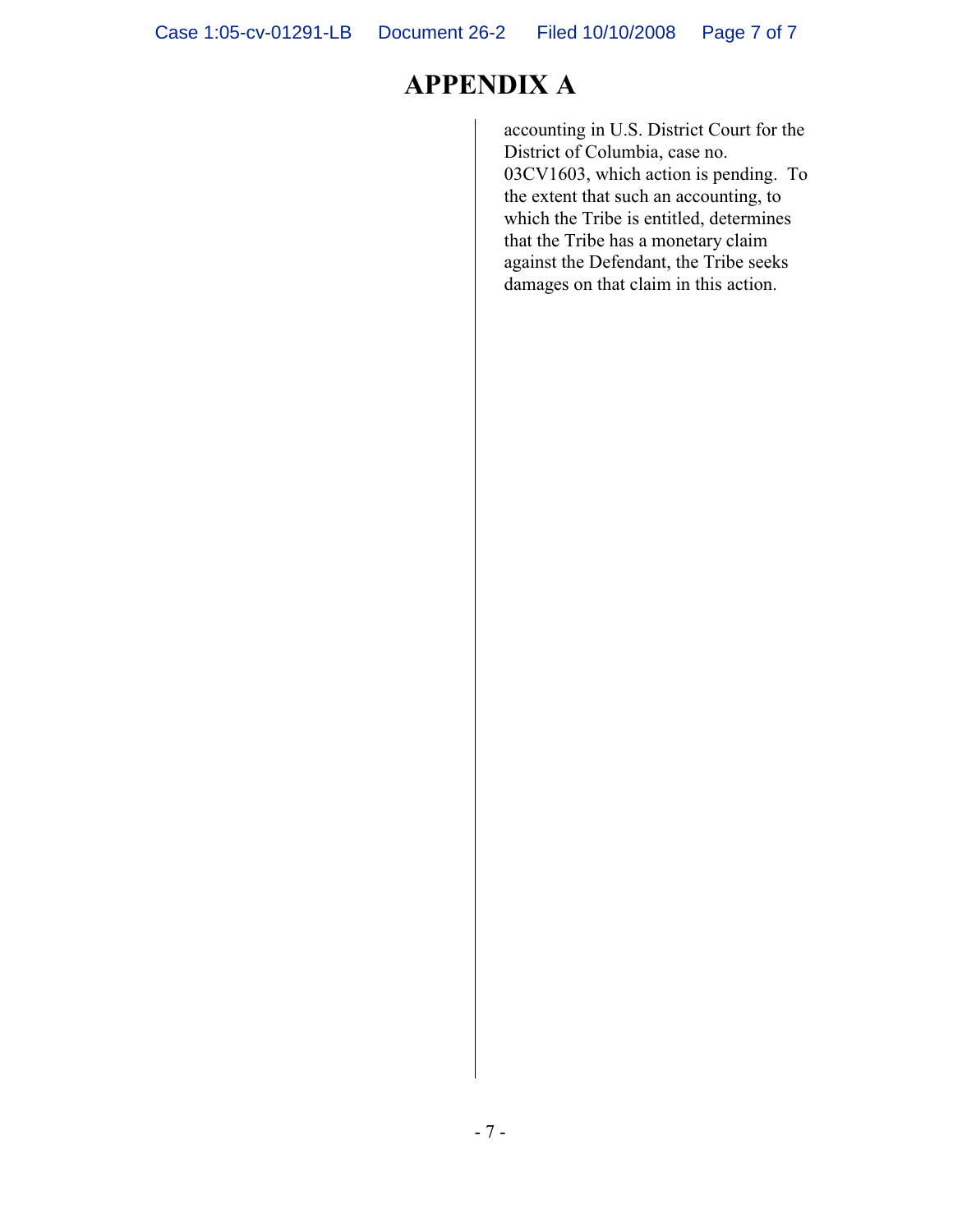# APPENDIX A

| | |
|---|---|
| | accounting in U.S. District Court for the District of Columbia, case no. 03CV1603, which action is pending. To the extent that such an accounting, to which the Tribe is entitled, determines that the Tribe has a monetary claim against the Defendant, the Tribe seeks damages on that claim in this action. |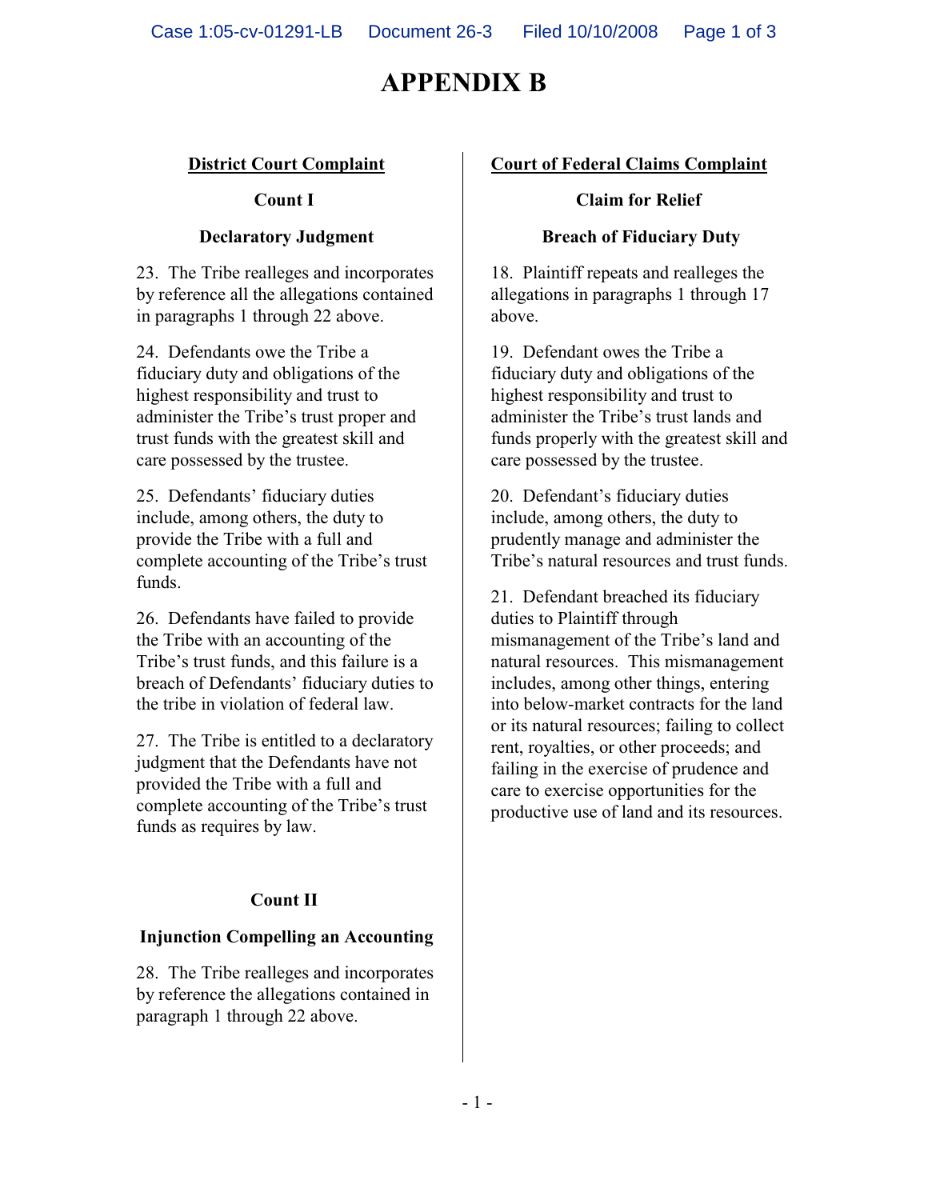# APPENDIX B

## District Court Complaint

### Count I

### Declaratory Judgment

23. The Tribe realleges and incorporates by reference all the allegations contained in paragraphs 1 through 22 above.

24. Defendants owe the Tribe a fiduciary duty and obligations of the highest responsibility and trust to administer the Tribe's trust proper and trust funds with the greatest skill and care possessed by the trustee.

25. Defendants' fiduciary duties include, among others, the duty to provide the Tribe with a full and complete accounting of the Tribe's trust funds.

26. Defendants have failed to provide the Tribe with an accounting of the Tribe's trust funds, and this failure is a breach of Defendants' fiduciary duties to the tribe in violation of federal law.

27. The Tribe is entitled to a declaratory judgment that the Defendants have not provided the Tribe with a full and complete accounting of the Tribe's trust funds as requires by law.

### Count II

### Injunction Compelling an Accounting

28. The Tribe realleges and incorporates by reference the allegations contained in paragraph 1 through 22 above.

## Court of Federal Claims Complaint

### Claim for Relief

### Breach of Fiduciary Duty

18. Plaintiff repeats and realleges the allegations in paragraphs 1 through 17 above.

19. Defendant owes the Tribe a fiduciary duty and obligations of the highest responsibility and trust to administer the Tribe's trust lands and funds properly with the greatest skill and care possessed by the trustee.

20. Defendant's fiduciary duties include, among others, the duty to prudently manage and administer the Tribe's natural resources and trust funds.

21. Defendant breached its fiduciary duties to Plaintiff through mismanagement of the Tribe's land and natural resources. This mismanagement includes, among other things, entering into below-market contracts for the land or its natural resources; failing to collect rent, royalties, or other proceeds; and failing in the exercise of prudence and care to exercise opportunities for the productive use of land and its resources.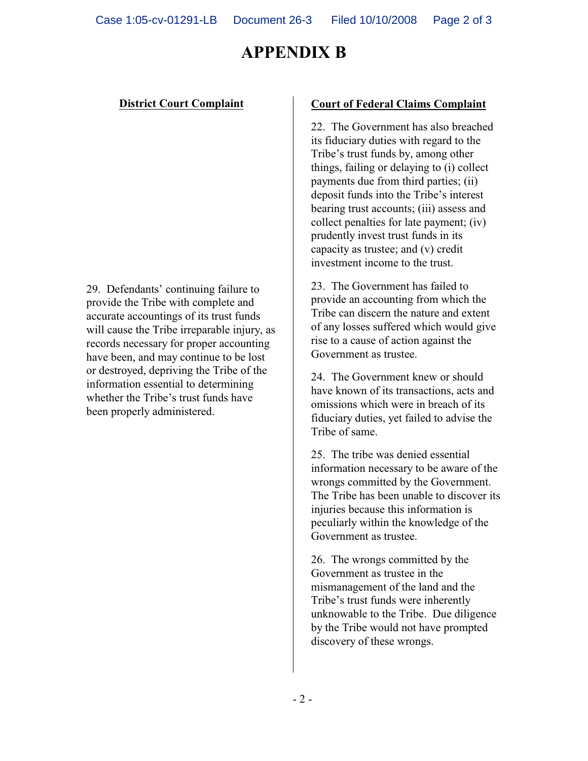# APPENDIX B

| District Court Complaint | Court of Federal Claims Complaint |
| --- | --- |
| | 22. The Government has also breached its fiduciary duties with regard to the Tribe's trust funds by, among other things, failing or delaying to (i) collect payments due from third parties; (ii) deposit funds into the Tribe's interest bearing trust accounts; (iii) assess and collect penalties for late payment; (iv) prudently invest trust funds in its capacity as trustee; and (v) credit investment income to the trust. |
| 29. Defendants' continuing failure to provide the Tribe with complete and accurate accountings of its trust funds will cause the Tribe irreparable injury, as records necessary for proper accounting have been, and may continue to be lost or destroyed, depriving the Tribe of the information essential to determining whether the Tribe's trust funds have been properly administered. | 23. The Government has failed to provide an accounting from which the Tribe can discern the nature and extent of any losses suffered which would give rise to a cause of action against the Government as trustee.<br><br>24. The Government knew or should have known of its transactions, acts and omissions which were in breach of its fiduciary duties, yet failed to advise the Tribe of same. |
| | 25. The tribe was denied essential information necessary to be aware of the wrongs committed by the Government. The Tribe has been unable to discover its injuries because this information is peculiarly within the knowledge of the Government as trustee. |
| | 26. The wrongs committed by the Government as trustee in the mismanagement of the land and the Tribe's trust funds were inherently unknowable to the Tribe. Due diligence by the Tribe would not have prompted discovery of these wrongs. |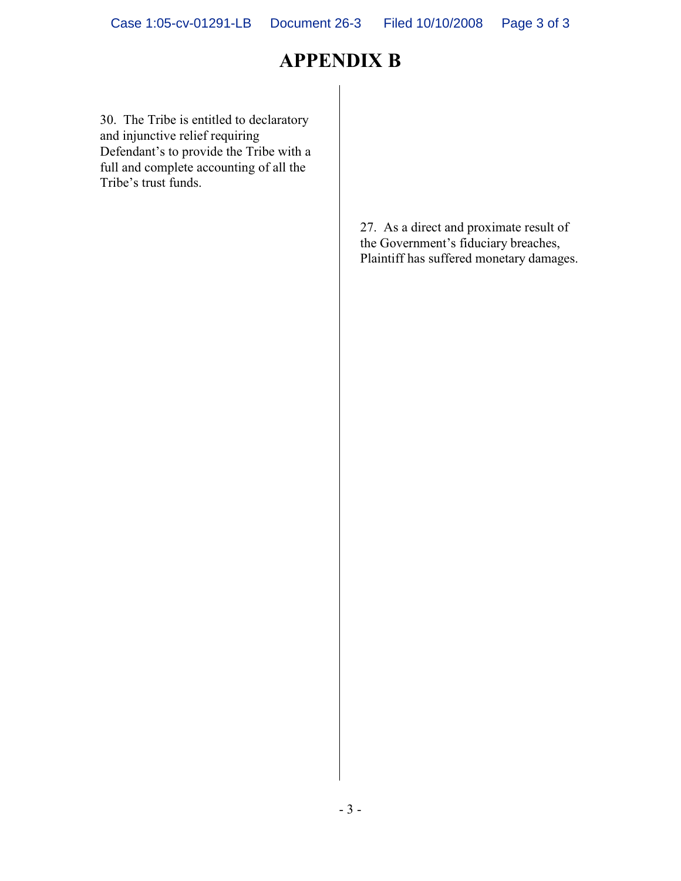# APPENDIX B

30. The Tribe is entitled to declaratory and injunctive relief requiring Defendant's to provide the Tribe with a full and complete accounting of all the Tribe's trust funds.

27. As a direct and proximate result of the Government's fiduciary breaches, Plaintiff has suffered monetary damages.